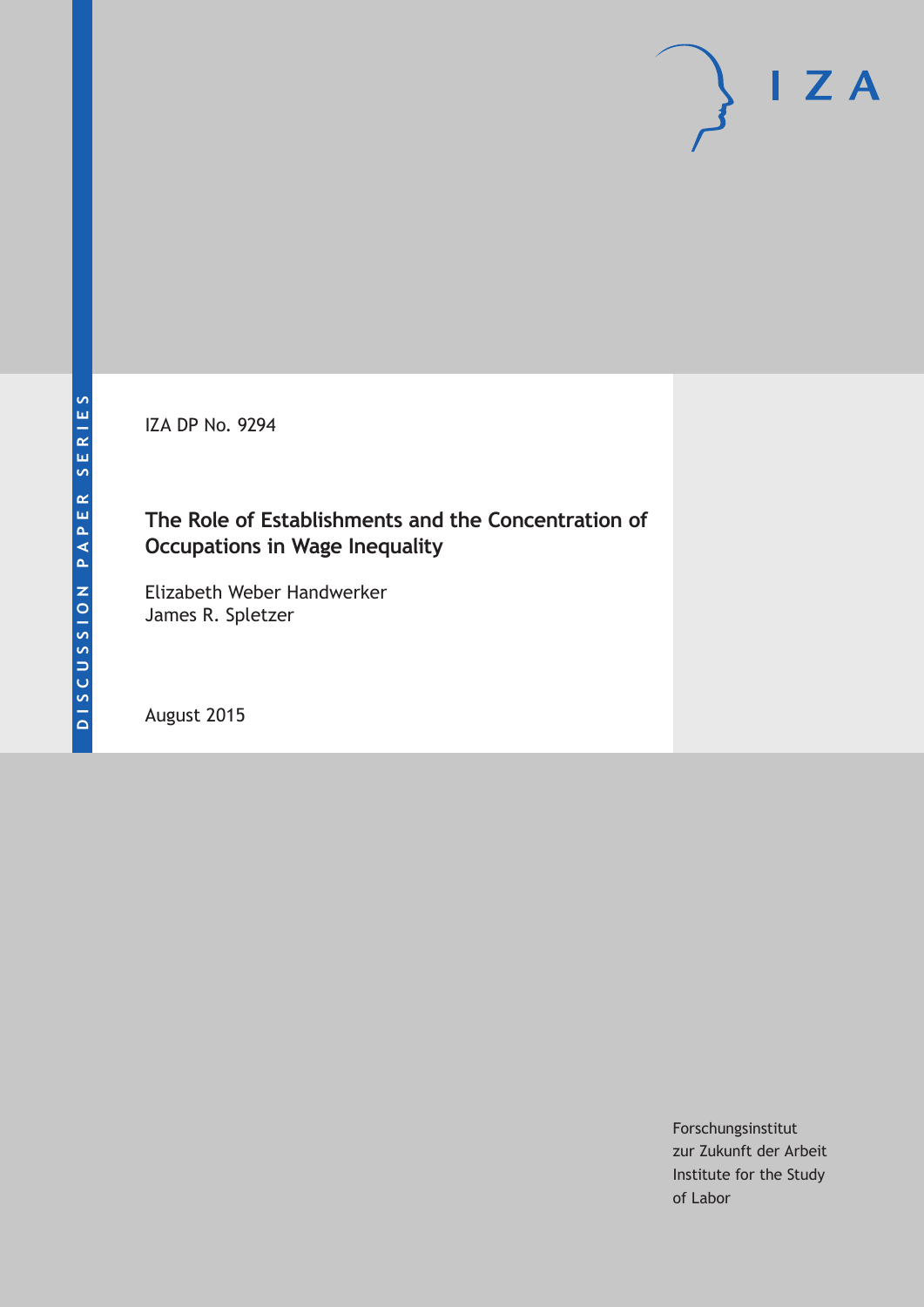DISCUSSION PAPER SERIES

IZA DP No. 9294

# The Role of Establishments and the Concentration of Occupations in Wage Inequality

Elizabeth Weber Handwerker
James R. Spletzer

August 2015

Forschungsinstitut
zur Zukunft der Arbeit
Institute for the Study
of Labor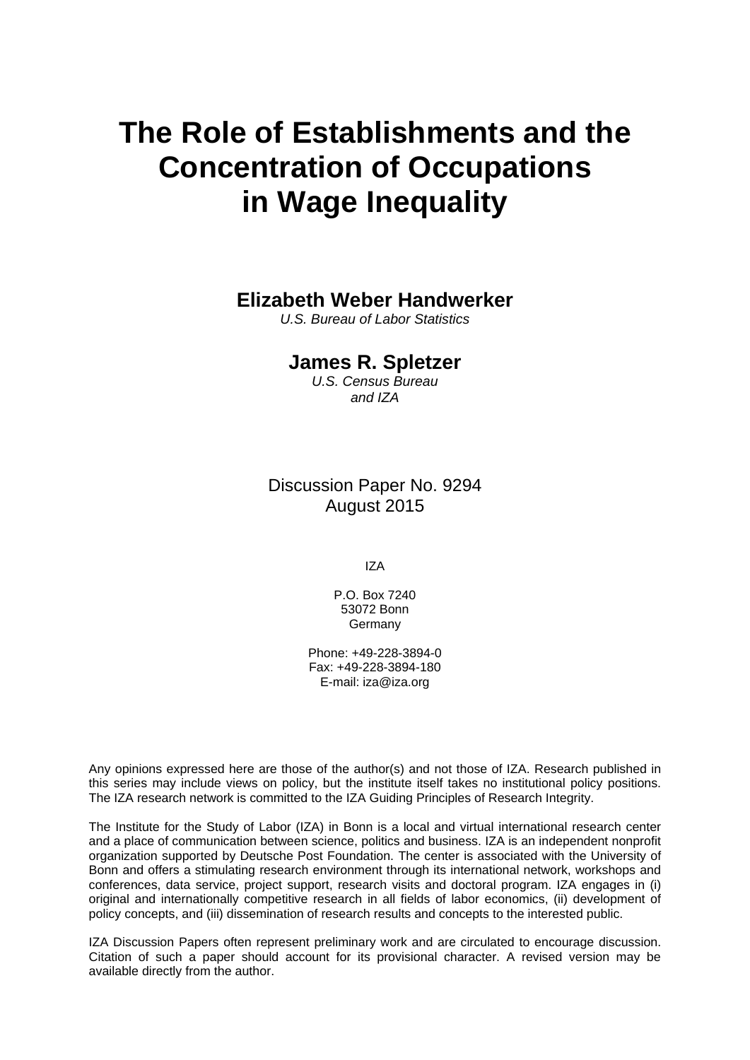# The Role of Establishments and the Concentration of Occupations in Wage Inequality

**Elizabeth Weber Handwerker**

*U.S. Bureau of Labor Statistics*

**James R. Spletzer**

*U.S. Census Bureau and IZA*

Discussion Paper No. 9294
August 2015

IZA

P.O. Box 7240
53072 Bonn
Germany

Phone: +49-228-3894-0
Fax: +49-228-3894-180
E-mail: iza@iza.org

Any opinions expressed here are those of the author(s) and not those of IZA. Research published in this series may include views on policy, but the institute itself takes no institutional policy positions. The IZA research network is committed to the IZA Guiding Principles of Research Integrity.

The Institute for the Study of Labor (IZA) in Bonn is a local and virtual international research center and a place of communication between science, politics and business. IZA is an independent nonprofit organization supported by Deutsche Post Foundation. The center is associated with the University of Bonn and offers a stimulating research environment through its international network, workshops and conferences, data service, project support, research visits and doctoral program. IZA engages in (i) original and internationally competitive research in all fields of labor economics, (ii) development of policy concepts, and (iii) dissemination of research results and concepts to the interested public.

IZA Discussion Papers often represent preliminary work and are circulated to encourage discussion. Citation of such a paper should account for its provisional character. A revised version may be available directly from the author.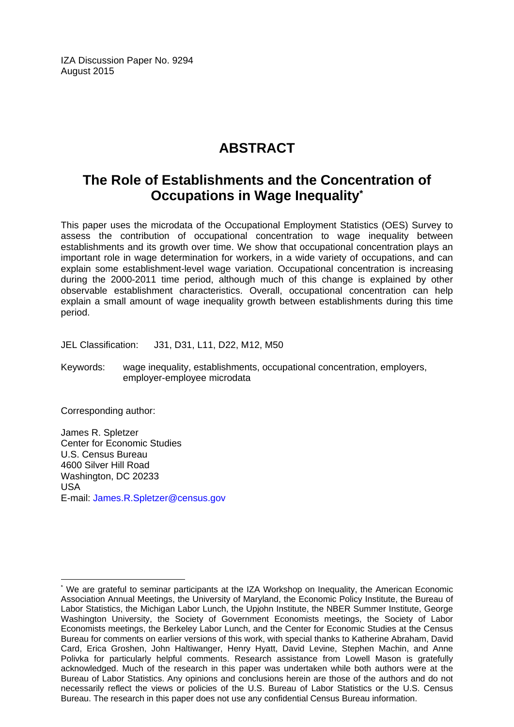IZA Discussion Paper No. 9294
August 2015

# ABSTRACT

## The Role of Establishments and the Concentration of Occupations in Wage Inequality*

This paper uses the microdata of the Occupational Employment Statistics (OES) Survey to assess the contribution of occupational concentration to wage inequality between establishments and its growth over time. We show that occupational concentration plays an important role in wage determination for workers, in a wide variety of occupations, and can explain some establishment-level wage variation. Occupational concentration is increasing during the 2000-2011 time period, although much of this change is explained by other observable establishment characteristics. Overall, occupational concentration can help explain a small amount of wage inequality growth between establishments during this time period.

JEL Classification: J31, D31, L11, D22, M12, M50

Keywords: wage inequality, establishments, occupational concentration, employers, employer-employee microdata

Corresponding author:

James R. Spletzer
Center for Economic Studies
U.S. Census Bureau
4600 Silver Hill Road
Washington, DC 20233
USA
E-mail: James.R.Spletzer@census.gov

---

* We are grateful to seminar participants at the IZA Workshop on Inequality, the American Economic Association Annual Meetings, the University of Maryland, the Economic Policy Institute, the Bureau of Labor Statistics, the Michigan Labor Lunch, the Upjohn Institute, the NBER Summer Institute, George Washington University, the Society of Government Economists meetings, the Society of Labor Economists meetings, the Berkeley Labor Lunch, and the Center for Economic Studies at the Census Bureau for comments on earlier versions of this work, with special thanks to Katherine Abraham, David Card, Erica Groshen, John Haltiwanger, Henry Hyatt, David Levine, Stephen Machin, and Anne Polivka for particularly helpful comments. Research assistance from Lowell Mason is gratefully acknowledged. Much of the research in this paper was undertaken while both authors were at the Bureau of Labor Statistics. Any opinions and conclusions herein are those of the authors and do not necessarily reflect the views or policies of the U.S. Bureau of Labor Statistics or the U.S. Census Bureau. The research in this paper does not use any confidential Census Bureau information.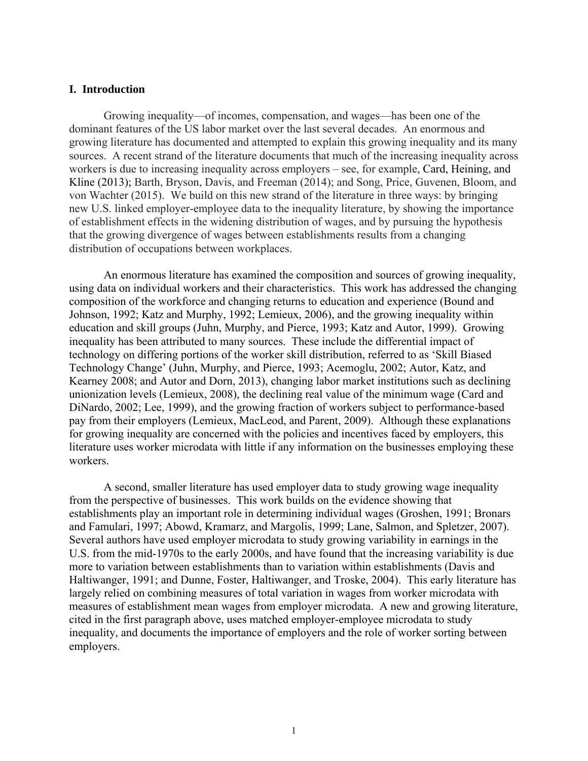## I. Introduction

Growing inequality—of incomes, compensation, and wages—has been one of the dominant features of the US labor market over the last several decades. An enormous and growing literature has documented and attempted to explain this growing inequality and its many sources. A recent strand of the literature documents that much of the increasing inequality across workers is due to increasing inequality across employers – see, for example, Card, Heining, and Kline (2013); Barth, Bryson, Davis, and Freeman (2014); and Song, Price, Guvenen, Bloom, and von Wachter (2015). We build on this new strand of the literature in three ways: by bringing new U.S. linked employer-employee data to the inequality literature, by showing the importance of establishment effects in the widening distribution of wages, and by pursuing the hypothesis that the growing divergence of wages between establishments results from a changing distribution of occupations between workplaces.

An enormous literature has examined the composition and sources of growing inequality, using data on individual workers and their characteristics. This work has addressed the changing composition of the workforce and changing returns to education and experience (Bound and Johnson, 1992; Katz and Murphy, 1992; Lemieux, 2006), and the growing inequality within education and skill groups (Juhn, Murphy, and Pierce, 1993; Katz and Autor, 1999). Growing inequality has been attributed to many sources. These include the differential impact of technology on differing portions of the worker skill distribution, referred to as 'Skill Biased Technology Change' (Juhn, Murphy, and Pierce, 1993; Acemoglu, 2002; Autor, Katz, and Kearney 2008; and Autor and Dorn, 2013), changing labor market institutions such as declining unionization levels (Lemieux, 2008), the declining real value of the minimum wage (Card and DiNardo, 2002; Lee, 1999), and the growing fraction of workers subject to performance-based pay from their employers (Lemieux, MacLeod, and Parent, 2009). Although these explanations for growing inequality are concerned with the policies and incentives faced by employers, this literature uses worker microdata with little if any information on the businesses employing these workers.

A second, smaller literature has used employer data to study growing wage inequality from the perspective of businesses. This work builds on the evidence showing that establishments play an important role in determining individual wages (Groshen, 1991; Bronars and Famulari, 1997; Abowd, Kramarz, and Margolis, 1999; Lane, Salmon, and Spletzer, 2007). Several authors have used employer microdata to study growing variability in earnings in the U.S. from the mid-1970s to the early 2000s, and have found that the increasing variability is due more to variation between establishments than to variation within establishments (Davis and Haltiwanger, 1991; and Dunne, Foster, Haltiwanger, and Troske, 2004). This early literature has largely relied on combining measures of total variation in wages from worker microdata with measures of establishment mean wages from employer microdata. A new and growing literature, cited in the first paragraph above, uses matched employer-employee microdata to study inequality, and documents the importance of employers and the role of worker sorting between employers.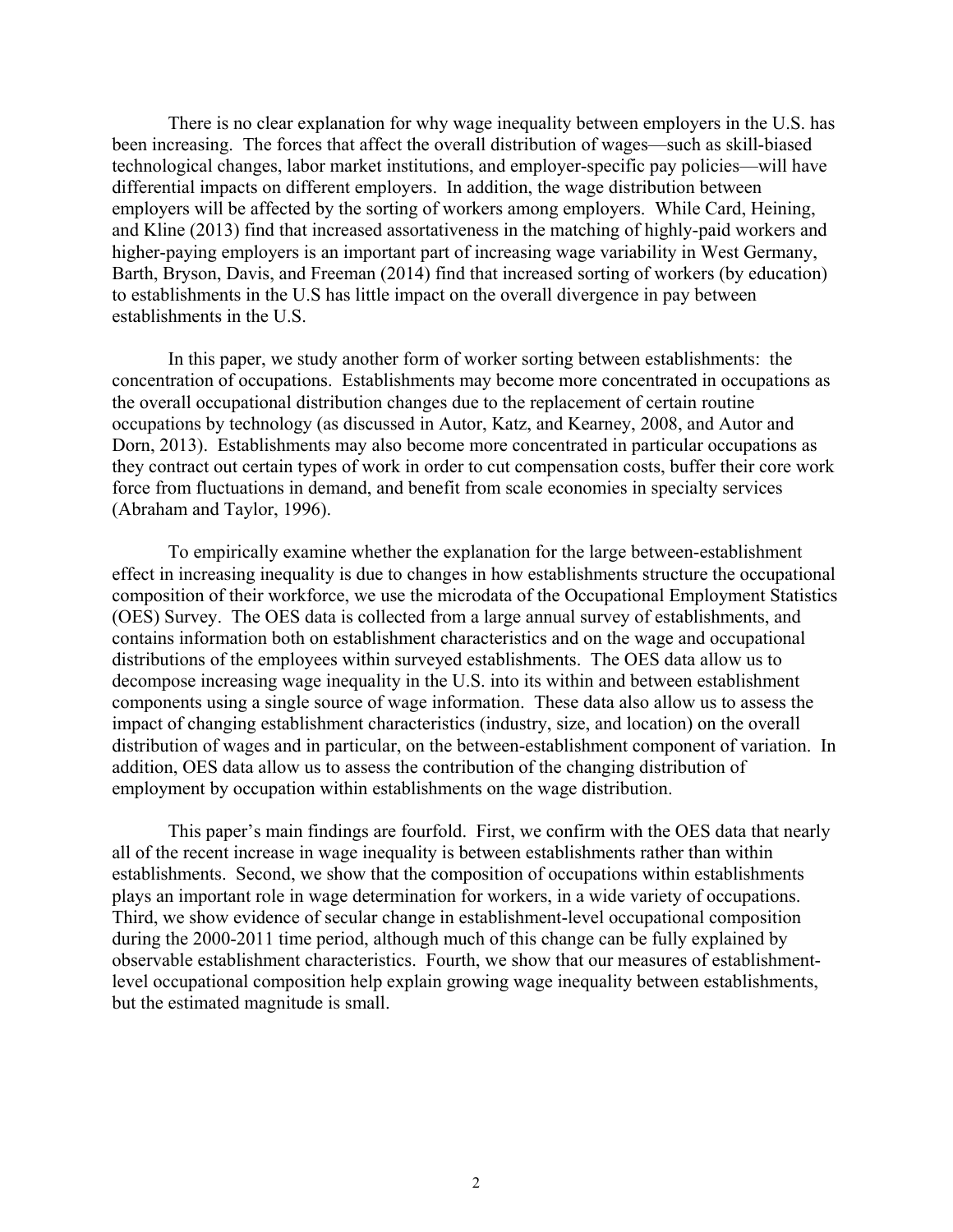There is no clear explanation for why wage inequality between employers in the U.S. has been increasing. The forces that affect the overall distribution of wages—such as skill-biased technological changes, labor market institutions, and employer-specific pay policies—will have differential impacts on different employers. In addition, the wage distribution between employers will be affected by the sorting of workers among employers. While Card, Heining, and Kline (2013) find that increased assortativeness in the matching of highly-paid workers and higher-paying employers is an important part of increasing wage variability in West Germany, Barth, Bryson, Davis, and Freeman (2014) find that increased sorting of workers (by education) to establishments in the U.S has little impact on the overall divergence in pay between establishments in the U.S.

In this paper, we study another form of worker sorting between establishments: the concentration of occupations. Establishments may become more concentrated in occupations as the overall occupational distribution changes due to the replacement of certain routine occupations by technology (as discussed in Autor, Katz, and Kearney, 2008, and Autor and Dorn, 2013). Establishments may also become more concentrated in particular occupations as they contract out certain types of work in order to cut compensation costs, buffer their core work force from fluctuations in demand, and benefit from scale economies in specialty services (Abraham and Taylor, 1996).

To empirically examine whether the explanation for the large between-establishment effect in increasing inequality is due to changes in how establishments structure the occupational composition of their workforce, we use the microdata of the Occupational Employment Statistics (OES) Survey. The OES data is collected from a large annual survey of establishments, and contains information both on establishment characteristics and on the wage and occupational distributions of the employees within surveyed establishments. The OES data allow us to decompose increasing wage inequality in the U.S. into its within and between establishment components using a single source of wage information. These data also allow us to assess the impact of changing establishment characteristics (industry, size, and location) on the overall distribution of wages and in particular, on the between-establishment component of variation. In addition, OES data allow us to assess the contribution of the changing distribution of employment by occupation within establishments on the wage distribution.

This paper's main findings are fourfold. First, we confirm with the OES data that nearly all of the recent increase in wage inequality is between establishments rather than within establishments. Second, we show that the composition of occupations within establishments plays an important role in wage determination for workers, in a wide variety of occupations. Third, we show evidence of secular change in establishment-level occupational composition during the 2000-2011 time period, although much of this change can be fully explained by observable establishment characteristics. Fourth, we show that our measures of establishment-level occupational composition help explain growing wage inequality between establishments, but the estimated magnitude is small.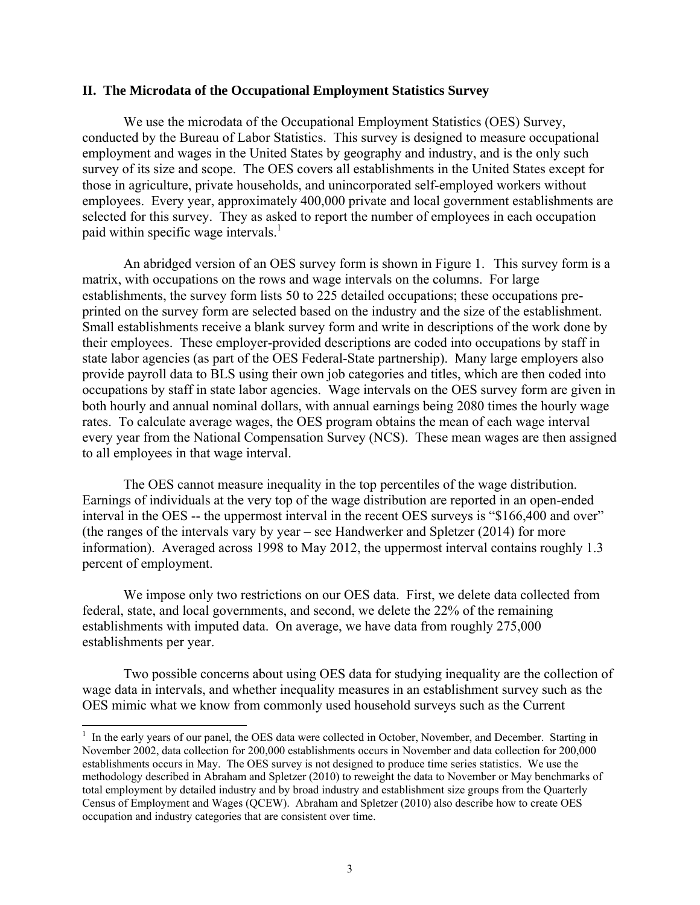## II. The Microdata of the Occupational Employment Statistics Survey

We use the microdata of the Occupational Employment Statistics (OES) Survey, conducted by the Bureau of Labor Statistics. This survey is designed to measure occupational employment and wages in the United States by geography and industry, and is the only such survey of its size and scope. The OES covers all establishments in the United States except for those in agriculture, private households, and unincorporated self-employed workers without employees. Every year, approximately 400,000 private and local government establishments are selected for this survey. They as asked to report the number of employees in each occupation paid within specific wage intervals.[1]

An abridged version of an OES survey form is shown in Figure 1. This survey form is a matrix, with occupations on the rows and wage intervals on the columns. For large establishments, the survey form lists 50 to 225 detailed occupations; these occupations pre-printed on the survey form are selected based on the industry and the size of the establishment. Small establishments receive a blank survey form and write in descriptions of the work done by their employees. These employer-provided descriptions are coded into occupations by staff in state labor agencies (as part of the OES Federal-State partnership). Many large employers also provide payroll data to BLS using their own job categories and titles, which are then coded into occupations by staff in state labor agencies. Wage intervals on the OES survey form are given in both hourly and annual nominal dollars, with annual earnings being 2080 times the hourly wage rates. To calculate average wages, the OES program obtains the mean of each wage interval every year from the National Compensation Survey (NCS). These mean wages are then assigned to all employees in that wage interval.

The OES cannot measure inequality in the top percentiles of the wage distribution. Earnings of individuals at the very top of the wage distribution are reported in an open-ended interval in the OES -- the uppermost interval in the recent OES surveys is "$166,400 and over" (the ranges of the intervals vary by year – see Handwerker and Spletzer (2014) for more information). Averaged across 1998 to May 2012, the uppermost interval contains roughly 1.3 percent of employment.

We impose only two restrictions on our OES data. First, we delete data collected from federal, state, and local governments, and second, we delete the 22% of the remaining establishments with imputed data. On average, we have data from roughly 275,000 establishments per year.

Two possible concerns about using OES data for studying inequality are the collection of wage data in intervals, and whether inequality measures in an establishment survey such as the OES mimic what we know from commonly used household surveys such as the Current

---

[1] In the early years of our panel, the OES data were collected in October, November, and December. Starting in November 2002, data collection for 200,000 establishments occurs in November and data collection for 200,000 establishments occurs in May. The OES survey is not designed to produce time series statistics. We use the methodology described in Abraham and Spletzer (2010) to reweight the data to November or May benchmarks of total employment by detailed industry and by broad industry and establishment size groups from the Quarterly Census of Employment and Wages (QCEW). Abraham and Spletzer (2010) also describe how to create OES occupation and industry categories that are consistent over time.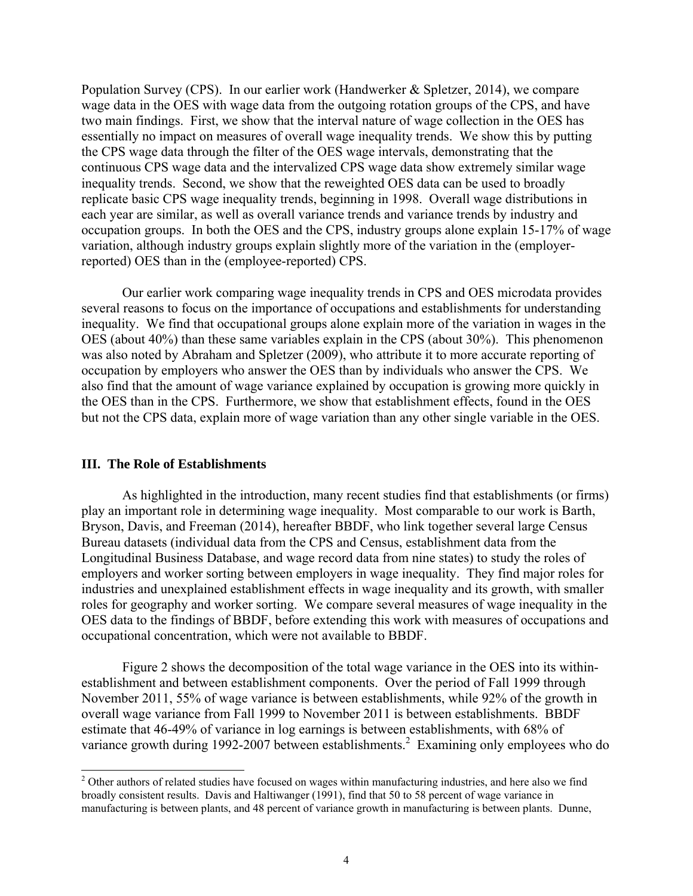Population Survey (CPS). In our earlier work (Handwerker & Spletzer, 2014), we compare wage data in the OES with wage data from the outgoing rotation groups of the CPS, and have two main findings. First, we show that the interval nature of wage collection in the OES has essentially no impact on measures of overall wage inequality trends. We show this by putting the CPS wage data through the filter of the OES wage intervals, demonstrating that the continuous CPS wage data and the intervalized CPS wage data show extremely similar wage inequality trends. Second, we show that the reweighted OES data can be used to broadly replicate basic CPS wage inequality trends, beginning in 1998. Overall wage distributions in each year are similar, as well as overall variance trends and variance trends by industry and occupation groups. In both the OES and the CPS, industry groups alone explain 15-17% of wage variation, although industry groups explain slightly more of the variation in the (employer-reported) OES than in the (employee-reported) CPS.

Our earlier work comparing wage inequality trends in CPS and OES microdata provides several reasons to focus on the importance of occupations and establishments for understanding inequality. We find that occupational groups alone explain more of the variation in wages in the OES (about 40%) than these same variables explain in the CPS (about 30%). This phenomenon was also noted by Abraham and Spletzer (2009), who attribute it to more accurate reporting of occupation by employers who answer the OES than by individuals who answer the CPS. We also find that the amount of wage variance explained by occupation is growing more quickly in the OES than in the CPS. Furthermore, we show that establishment effects, found in the OES but not the CPS data, explain more of wage variation than any other single variable in the OES.

## III. The Role of Establishments

As highlighted in the introduction, many recent studies find that establishments (or firms) play an important role in determining wage inequality. Most comparable to our work is Barth, Bryson, Davis, and Freeman (2014), hereafter BBDF, who link together several large Census Bureau datasets (individual data from the CPS and Census, establishment data from the Longitudinal Business Database, and wage record data from nine states) to study the roles of employers and worker sorting between employers in wage inequality. They find major roles for industries and unexplained establishment effects in wage inequality and its growth, with smaller roles for geography and worker sorting. We compare several measures of wage inequality in the OES data to the findings of BBDF, before extending this work with measures of occupations and occupational concentration, which were not available to BBDF.

Figure 2 shows the decomposition of the total wage variance in the OES into its within-establishment and between establishment components. Over the period of Fall 1999 through November 2011, 55% of wage variance is between establishments, while 92% of the growth in overall wage variance from Fall 1999 to November 2011 is between establishments. BBDF estimate that 46-49% of variance in log earnings is between establishments, with 68% of variance growth during 1992-2007 between establishments.[2] Examining only employees who do

[2] Other authors of related studies have focused on wages within manufacturing industries, and here also we find broadly consistent results. Davis and Haltiwanger (1991), find that 50 to 58 percent of wage variance in manufacturing is between plants, and 48 percent of variance growth in manufacturing is between plants. Dunne,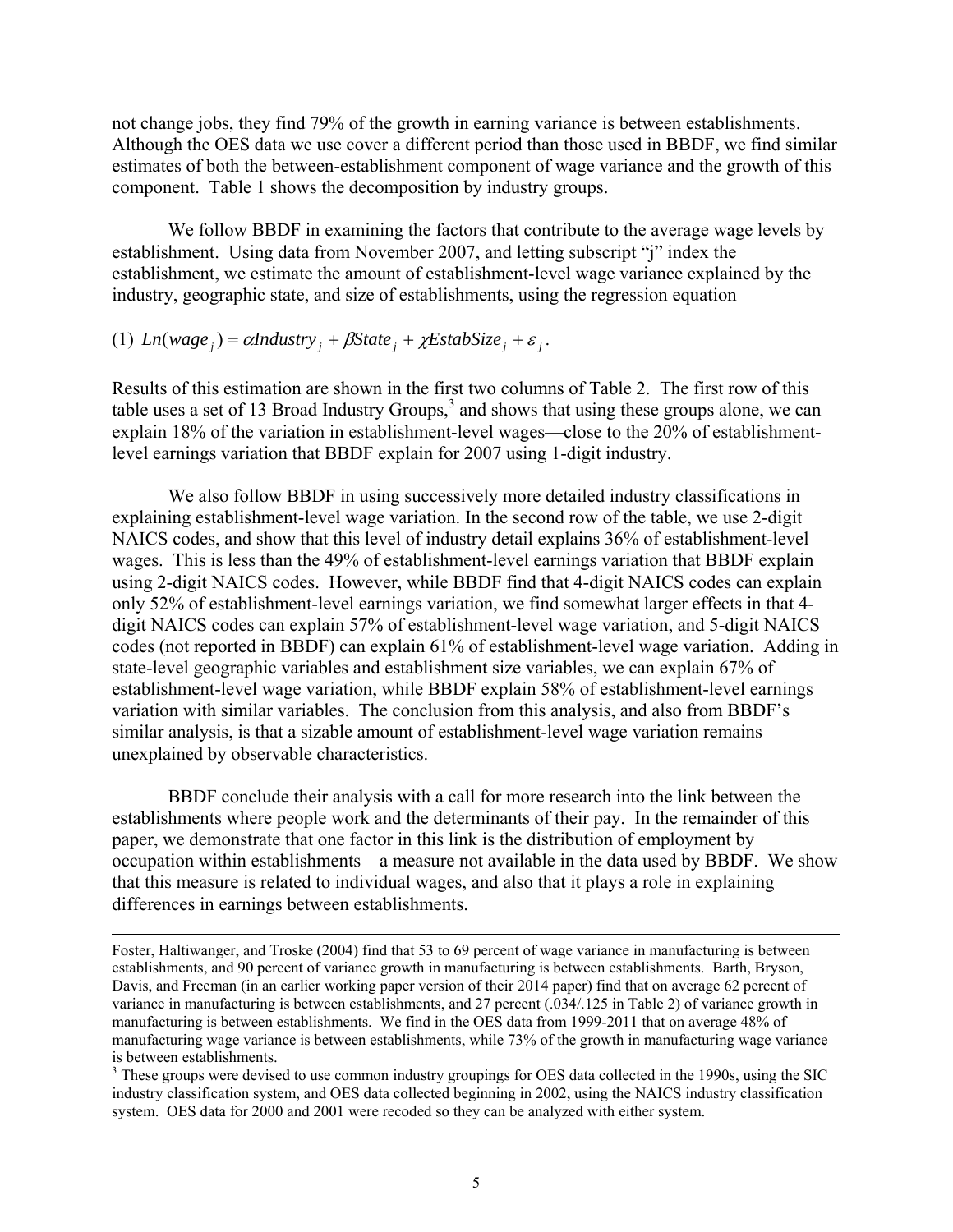not change jobs, they find 79% of the growth in earning variance is between establishments. Although the OES data we use cover a different period than those used in BBDF, we find similar estimates of both the between-establishment component of wage variance and the growth of this component. Table 1 shows the decomposition by industry groups.

We follow BBDF in examining the factors that contribute to the average wage levels by establishment. Using data from November 2007, and letting subscript "j" index the establishment, we estimate the amount of establishment-level wage variance explained by the industry, geographic state, and size of establishments, using the regression equation

$$(1)\ Ln(wage_j) = \alpha Industry_j + \beta State_j + \chi EstabSize_j + \varepsilon_j.$$

Results of this estimation are shown in the first two columns of Table 2. The first row of this table uses a set of 13 Broad Industry Groups,[3] and shows that using these groups alone, we can explain 18% of the variation in establishment-level wages—close to the 20% of establishment-level earnings variation that BBDF explain for 2007 using 1-digit industry.

We also follow BBDF in using successively more detailed industry classifications in explaining establishment-level wage variation. In the second row of the table, we use 2-digit NAICS codes, and show that this level of industry detail explains 36% of establishment-level wages. This is less than the 49% of establishment-level earnings variation that BBDF explain using 2-digit NAICS codes. However, while BBDF find that 4-digit NAICS codes can explain only 52% of establishment-level earnings variation, we find somewhat larger effects in that 4-digit NAICS codes can explain 57% of establishment-level wage variation, and 5-digit NAICS codes (not reported in BBDF) can explain 61% of establishment-level wage variation. Adding in state-level geographic variables and establishment size variables, we can explain 67% of establishment-level wage variation, while BBDF explain 58% of establishment-level earnings variation with similar variables. The conclusion from this analysis, and also from BBDF's similar analysis, is that a sizable amount of establishment-level wage variation remains unexplained by observable characteristics.

BBDF conclude their analysis with a call for more research into the link between the establishments where people work and the determinants of their pay. In the remainder of this paper, we demonstrate that one factor in this link is the distribution of employment by occupation within establishments—a measure not available in the data used by BBDF. We show that this measure is related to individual wages, and also that it plays a role in explaining differences in earnings between establishments.

---

Foster, Haltiwanger, and Troske (2004) find that 53 to 69 percent of wage variance in manufacturing is between establishments, and 90 percent of variance growth in manufacturing is between establishments. Barth, Bryson, Davis, and Freeman (in an earlier working paper version of their 2014 paper) find that on average 62 percent of variance in manufacturing is between establishments, and 27 percent (.034/.125 in Table 2) of variance growth in manufacturing is between establishments. We find in the OES data from 1999-2011 that on average 48% of manufacturing wage variance is between establishments, while 73% of the growth in manufacturing wage variance is between establishments.

[3] These groups were devised to use common industry groupings for OES data collected in the 1990s, using the SIC industry classification system, and OES data collected beginning in 2002, using the NAICS industry classification system. OES data for 2000 and 2001 were recoded so they can be analyzed with either system.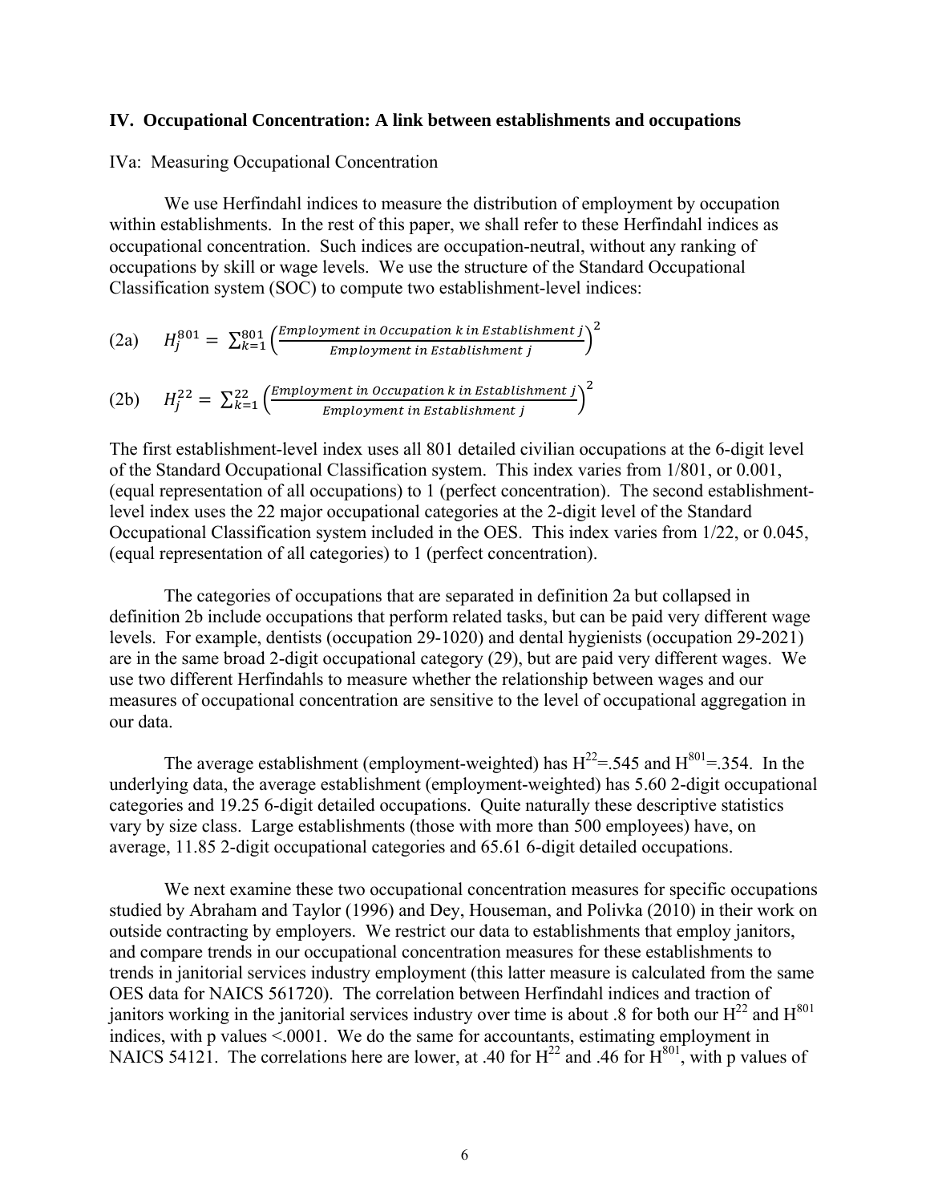## IV. Occupational Concentration: A link between establishments and occupations

IVa: Measuring Occupational Concentration

We use Herfindahl indices to measure the distribution of employment by occupation within establishments. In the rest of this paper, we shall refer to these Herfindahl indices as occupational concentration. Such indices are occupation-neutral, without any ranking of occupations by skill or wage levels. We use the structure of the Standard Occupational Classification system (SOC) to compute two establishment-level indices:

(2a) $$H_j^{801} = \sum_{k=1}^{801} \left( \frac{Employment\ in\ Occupation\ k\ in\ Establishment\ j}{Employment\ in\ Establishment\ j} \right)^2$$

(2b) $$H_j^{22} = \sum_{k=1}^{22} \left( \frac{Employment\ in\ Occupation\ k\ in\ Establishment\ j}{Employment\ in\ Establishment\ j} \right)^2$$

The first establishment-level index uses all 801 detailed civilian occupations at the 6-digit level of the Standard Occupational Classification system. This index varies from 1/801, or 0.001, (equal representation of all occupations) to 1 (perfect concentration). The second establishment-level index uses the 22 major occupational categories at the 2-digit level of the Standard Occupational Classification system included in the OES. This index varies from 1/22, or 0.045, (equal representation of all categories) to 1 (perfect concentration).

The categories of occupations that are separated in definition 2a but collapsed in definition 2b include occupations that perform related tasks, but can be paid very different wage levels. For example, dentists (occupation 29-1020) and dental hygienists (occupation 29-2021) are in the same broad 2-digit occupational category (29), but are paid very different wages. We use two different Herfindahls to measure whether the relationship between wages and our measures of occupational concentration are sensitive to the level of occupational aggregation in our data.

The average establishment (employment-weighted) has $H^{22}$=.545 and $H^{801}$=.354. In the underlying data, the average establishment (employment-weighted) has 5.60 2-digit occupational categories and 19.25 6-digit detailed occupations. Quite naturally these descriptive statistics vary by size class. Large establishments (those with more than 500 employees) have, on average, 11.85 2-digit occupational categories and 65.61 6-digit detailed occupations.

We next examine these two occupational concentration measures for specific occupations studied by Abraham and Taylor (1996) and Dey, Houseman, and Polivka (2010) in their work on outside contracting by employers. We restrict our data to establishments that employ janitors, and compare trends in our occupational concentration measures for these establishments to trends in janitorial services industry employment (this latter measure is calculated from the same OES data for NAICS 561720). The correlation between Herfindahl indices and traction of janitors working in the janitorial services industry over time is about .8 for both our $H^{22}$ and $H^{801}$ indices, with p values <.0001. We do the same for accountants, estimating employment in NAICS 54121. The correlations here are lower, at .40 for $H^{22}$ and .46 for $H^{801}$, with p values of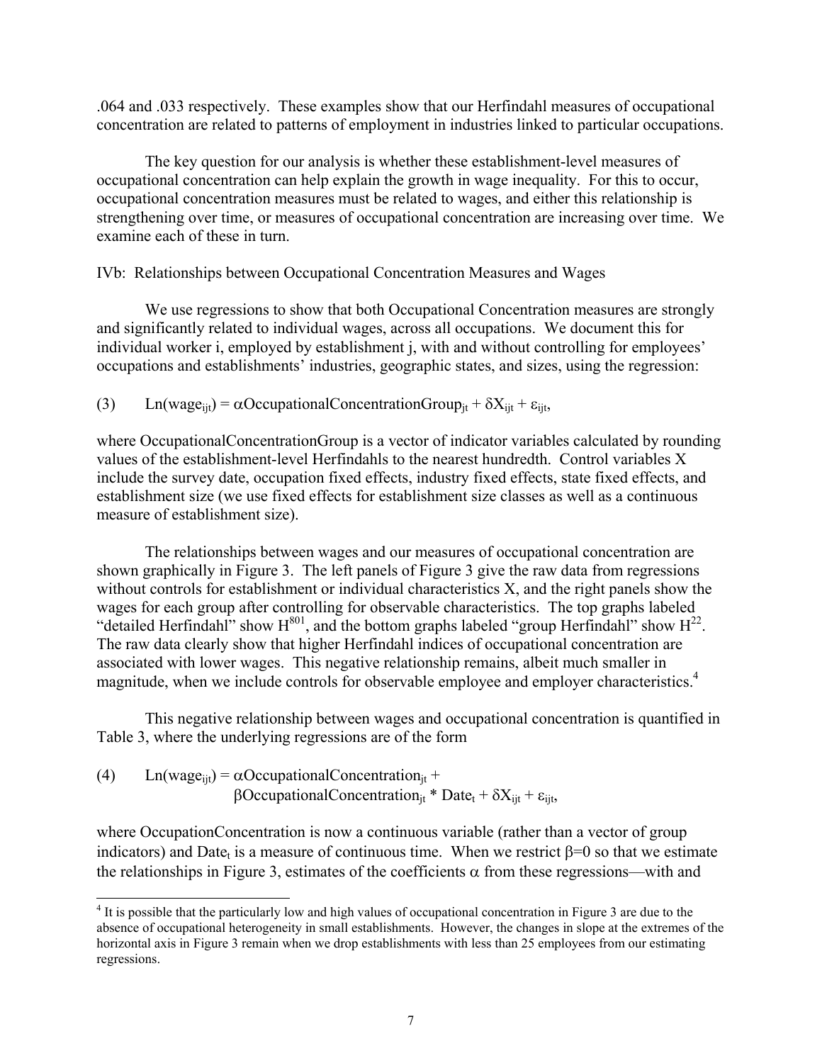.064 and .033 respectively. These examples show that our Herfindahl measures of occupational concentration are related to patterns of employment in industries linked to particular occupations.

The key question for our analysis is whether these establishment-level measures of occupational concentration can help explain the growth in wage inequality. For this to occur, occupational concentration measures must be related to wages, and either this relationship is strengthening over time, or measures of occupational concentration are increasing over time. We examine each of these in turn.

IVb: Relationships between Occupational Concentration Measures and Wages

We use regressions to show that both Occupational Concentration measures are strongly and significantly related to individual wages, across all occupations. We document this for individual worker i, employed by establishment j, with and without controlling for employees' occupations and establishments' industries, geographic states, and sizes, using the regression:

$$(3) \qquad \text{Ln}(\text{wage}_{ijt}) = \alpha \text{OccupationalConcentrationGroup}_{jt} + \delta X_{ijt} + \varepsilon_{ijt},$$

where OccupationalConcentrationGroup is a vector of indicator variables calculated by rounding values of the establishment-level Herfindahls to the nearest hundredth. Control variables X include the survey date, occupation fixed effects, industry fixed effects, state fixed effects, and establishment size (we use fixed effects for establishment size classes as well as a continuous measure of establishment size).

The relationships between wages and our measures of occupational concentration are shown graphically in Figure 3. The left panels of Figure 3 give the raw data from regressions without controls for establishment or individual characteristics X, and the right panels show the wages for each group after controlling for observable characteristics. The top graphs labeled "detailed Herfindahl" show $H^{801}$, and the bottom graphs labeled "group Herfindahl" show $H^{22}$. The raw data clearly show that higher Herfindahl indices of occupational concentration are associated with lower wages. This negative relationship remains, albeit much smaller in magnitude, when we include controls for observable employee and employer characteristics.[4]

This negative relationship between wages and occupational concentration is quantified in Table 3, where the underlying regressions are of the form

$$(4) \qquad \text{Ln}(\text{wage}_{ijt}) = \alpha \text{OccupationalConcentration}_{jt} + \beta \text{OccupationalConcentration}_{jt} * \text{Date}_t + \delta X_{ijt} + \varepsilon_{ijt},$$

where OccupationConcentration is now a continuous variable (rather than a vector of group indicators) and $\text{Date}_t$ is a measure of continuous time. When we restrict $\beta=0$ so that we estimate the relationships in Figure 3, estimates of the coefficients $\alpha$ from these regressions—with and

[4] It is possible that the particularly low and high values of occupational concentration in Figure 3 are due to the absence of occupational heterogeneity in small establishments. However, the changes in slope at the extremes of the horizontal axis in Figure 3 remain when we drop establishments with less than 25 employees from our estimating regressions.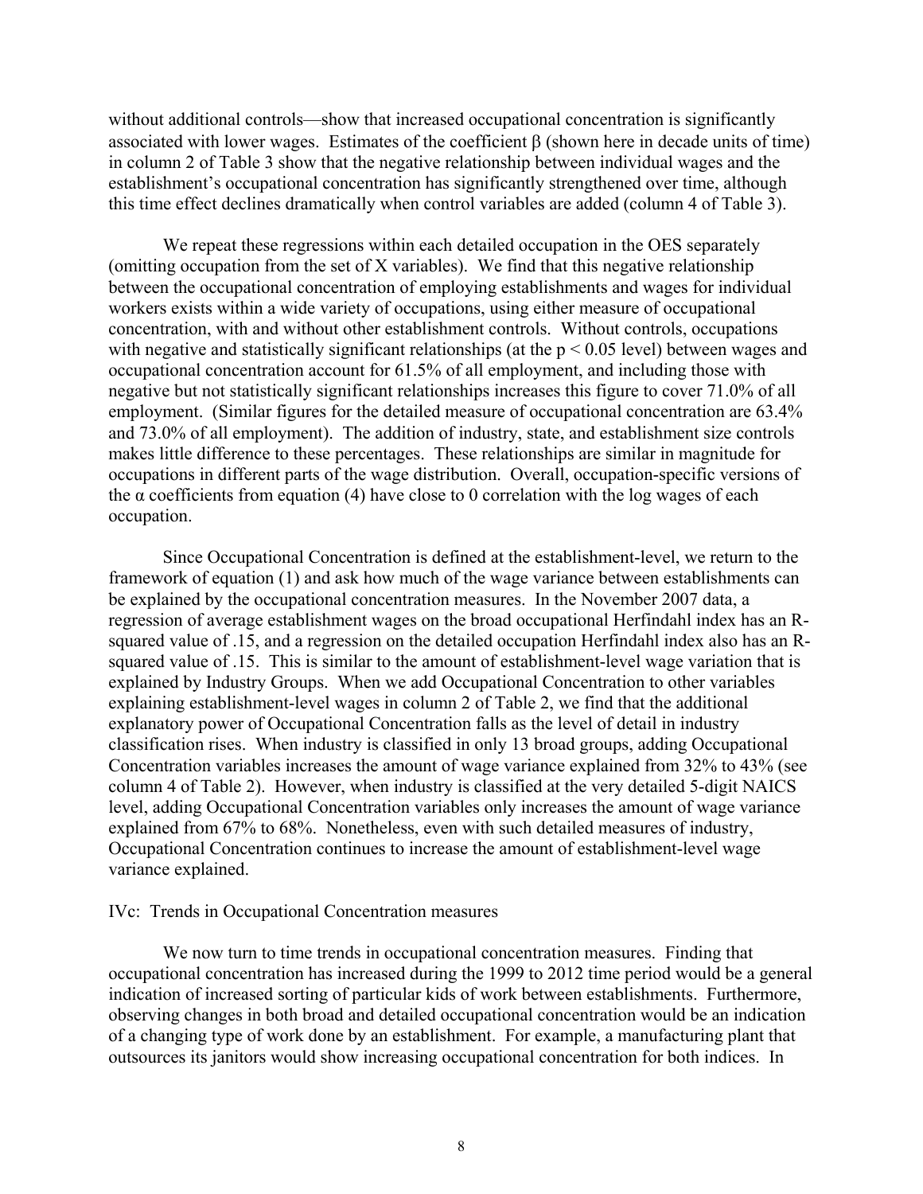without additional controls—show that increased occupational concentration is significantly associated with lower wages. Estimates of the coefficient $\beta$ (shown here in decade units of time) in column 2 of Table 3 show that the negative relationship between individual wages and the establishment's occupational concentration has significantly strengthened over time, although this time effect declines dramatically when control variables are added (column 4 of Table 3).

We repeat these regressions within each detailed occupation in the OES separately (omitting occupation from the set of X variables). We find that this negative relationship between the occupational concentration of employing establishments and wages for individual workers exists within a wide variety of occupations, using either measure of occupational concentration, with and without other establishment controls. Without controls, occupations with negative and statistically significant relationships (at the $p < 0.05$ level) between wages and occupational concentration account for 61.5% of all employment, and including those with negative but not statistically significant relationships increases this figure to cover 71.0% of all employment. (Similar figures for the detailed measure of occupational concentration are 63.4% and 73.0% of all employment). The addition of industry, state, and establishment size controls makes little difference to these percentages. These relationships are similar in magnitude for occupations in different parts of the wage distribution. Overall, occupation-specific versions of the $\alpha$ coefficients from equation (4) have close to 0 correlation with the log wages of each occupation.

Since Occupational Concentration is defined at the establishment-level, we return to the framework of equation (1) and ask how much of the wage variance between establishments can be explained by the occupational concentration measures. In the November 2007 data, a regression of average establishment wages on the broad occupational Herfindahl index has an R-squared value of .15, and a regression on the detailed occupation Herfindahl index also has an R-squared value of .15. This is similar to the amount of establishment-level wage variation that is explained by Industry Groups. When we add Occupational Concentration to other variables explaining establishment-level wages in column 2 of Table 2, we find that the additional explanatory power of Occupational Concentration falls as the level of detail in industry classification rises. When industry is classified in only 13 broad groups, adding Occupational Concentration variables increases the amount of wage variance explained from 32% to 43% (see column 4 of Table 2). However, when industry is classified at the very detailed 5-digit NAICS level, adding Occupational Concentration variables only increases the amount of wage variance explained from 67% to 68%. Nonetheless, even with such detailed measures of industry, Occupational Concentration continues to increase the amount of establishment-level wage variance explained.

IVc: Trends in Occupational Concentration measures

We now turn to time trends in occupational concentration measures. Finding that occupational concentration has increased during the 1999 to 2012 time period would be a general indication of increased sorting of particular kids of work between establishments. Furthermore, observing changes in both broad and detailed occupational concentration would be an indication of a changing type of work done by an establishment. For example, a manufacturing plant that outsources its janitors would show increasing occupational concentration for both indices. In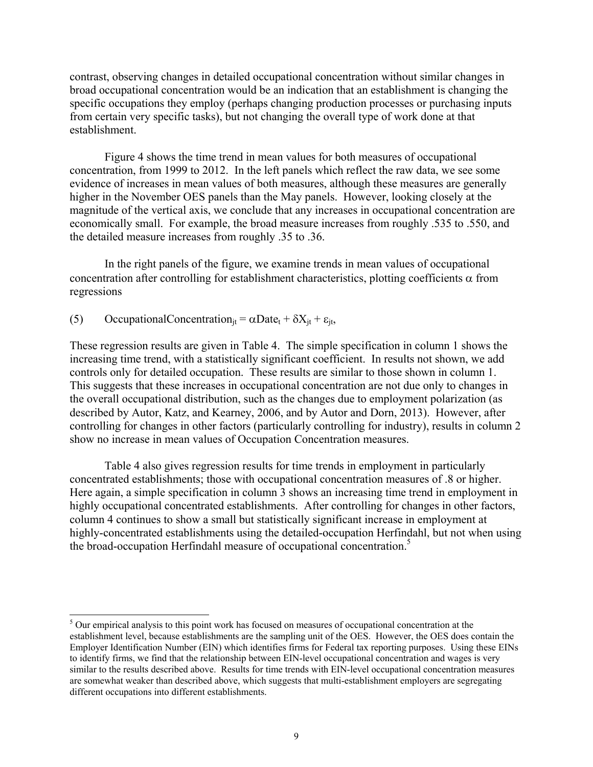contrast, observing changes in detailed occupational concentration without similar changes in broad occupational concentration would be an indication that an establishment is changing the specific occupations they employ (perhaps changing production processes or purchasing inputs from certain very specific tasks), but not changing the overall type of work done at that establishment.

Figure 4 shows the time trend in mean values for both measures of occupational concentration, from 1999 to 2012. In the left panels which reflect the raw data, we see some evidence of increases in mean values of both measures, although these measures are generally higher in the November OES panels than the May panels. However, looking closely at the magnitude of the vertical axis, we conclude that any increases in occupational concentration are economically small. For example, the broad measure increases from roughly .535 to .550, and the detailed measure increases from roughly .35 to .36.

In the right panels of the figure, we examine trends in mean values of occupational concentration after controlling for establishment characteristics, plotting coefficients $\alpha$ from regressions

(5) $\quad OccupationalConcentration_{jt} = \alpha Date_t + \delta X_{jt} + \varepsilon_{jt}$,

These regression results are given in Table 4. The simple specification in column 1 shows the increasing time trend, with a statistically significant coefficient. In results not shown, we add controls only for detailed occupation. These results are similar to those shown in column 1. This suggests that these increases in occupational concentration are not due only to changes in the overall occupational distribution, such as the changes due to employment polarization (as described by Autor, Katz, and Kearney, 2006, and by Autor and Dorn, 2013). However, after controlling for changes in other factors (particularly controlling for industry), results in column 2 show no increase in mean values of Occupation Concentration measures.

Table 4 also gives regression results for time trends in employment in particularly concentrated establishments; those with occupational concentration measures of .8 or higher. Here again, a simple specification in column 3 shows an increasing time trend in employment in highly occupational concentrated establishments. After controlling for changes in other factors, column 4 continues to show a small but statistically significant increase in employment at highly-concentrated establishments using the detailed-occupation Herfindahl, but not when using the broad-occupation Herfindahl measure of occupational concentration.[5]

[5] Our empirical analysis to this point work has focused on measures of occupational concentration at the establishment level, because establishments are the sampling unit of the OES. However, the OES does contain the Employer Identification Number (EIN) which identifies firms for Federal tax reporting purposes. Using these EINs to identify firms, we find that the relationship between EIN-level occupational concentration and wages is very similar to the results described above. Results for time trends with EIN-level occupational concentration measures are somewhat weaker than described above, which suggests that multi-establishment employers are segregating different occupations into different establishments.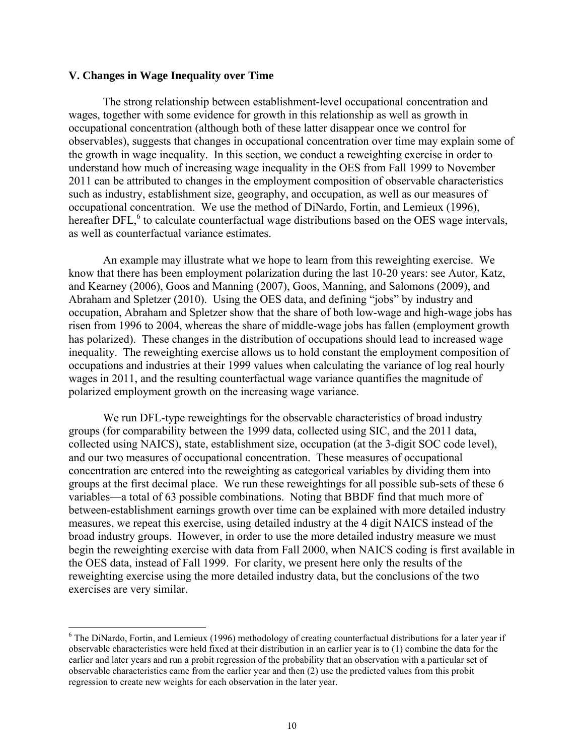### V. Changes in Wage Inequality over Time

The strong relationship between establishment-level occupational concentration and wages, together with some evidence for growth in this relationship as well as growth in occupational concentration (although both of these latter disappear once we control for observables), suggests that changes in occupational concentration over time may explain some of the growth in wage inequality. In this section, we conduct a reweighting exercise in order to understand how much of increasing wage inequality in the OES from Fall 1999 to November 2011 can be attributed to changes in the employment composition of observable characteristics such as industry, establishment size, geography, and occupation, as well as our measures of occupational concentration. We use the method of DiNardo, Fortin, and Lemieux (1996), hereafter DFL,[6] to calculate counterfactual wage distributions based on the OES wage intervals, as well as counterfactual variance estimates.

An example may illustrate what we hope to learn from this reweighting exercise. We know that there has been employment polarization during the last 10-20 years: see Autor, Katz, and Kearney (2006), Goos and Manning (2007), Goos, Manning, and Salomons (2009), and Abraham and Spletzer (2010). Using the OES data, and defining "jobs" by industry and occupation, Abraham and Spletzer show that the share of both low-wage and high-wage jobs has risen from 1996 to 2004, whereas the share of middle-wage jobs has fallen (employment growth has polarized). These changes in the distribution of occupations should lead to increased wage inequality. The reweighting exercise allows us to hold constant the employment composition of occupations and industries at their 1999 values when calculating the variance of log real hourly wages in 2011, and the resulting counterfactual wage variance quantifies the magnitude of polarized employment growth on the increasing wage variance.

We run DFL-type reweightings for the observable characteristics of broad industry groups (for comparability between the 1999 data, collected using SIC, and the 2011 data, collected using NAICS), state, establishment size, occupation (at the 3-digit SOC code level), and our two measures of occupational concentration. These measures of occupational concentration are entered into the reweighting as categorical variables by dividing them into groups at the first decimal place. We run these reweightings for all possible sub-sets of these 6 variables—a total of 63 possible combinations. Noting that BBDF find that much more of between-establishment earnings growth over time can be explained with more detailed industry measures, we repeat this exercise, using detailed industry at the 4 digit NAICS instead of the broad industry groups. However, in order to use the more detailed industry measure we must begin the reweighting exercise with data from Fall 2000, when NAICS coding is first available in the OES data, instead of Fall 1999. For clarity, we present here only the results of the reweighting exercise using the more detailed industry data, but the conclusions of the two exercises are very similar.

---

[6] The DiNardo, Fortin, and Lemieux (1996) methodology of creating counterfactual distributions for a later year if observable characteristics were held fixed at their distribution in an earlier year is to (1) combine the data for the earlier and later years and run a probit regression of the probability that an observation with a particular set of observable characteristics came from the earlier year and then (2) use the predicted values from this probit regression to create new weights for each observation in the later year.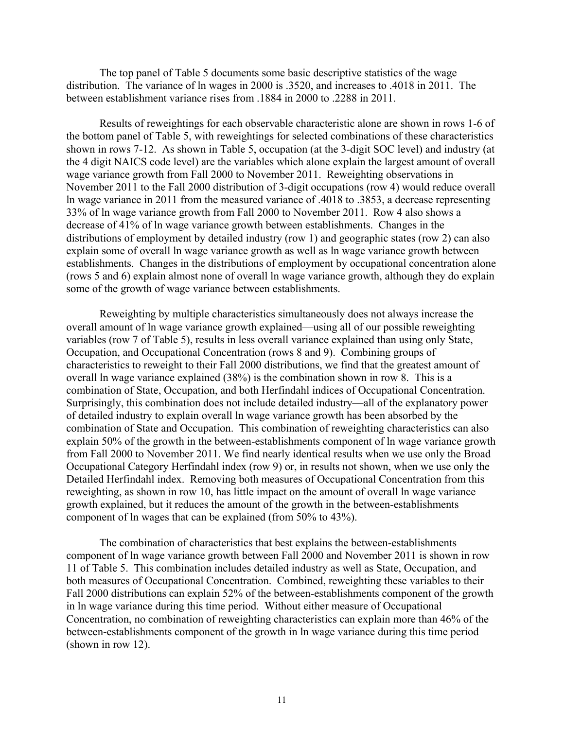The top panel of Table 5 documents some basic descriptive statistics of the wage distribution. The variance of ln wages in 2000 is .3520, and increases to .4018 in 2011. The between establishment variance rises from .1884 in 2000 to .2288 in 2011.

Results of reweightings for each observable characteristic alone are shown in rows 1-6 of the bottom panel of Table 5, with reweightings for selected combinations of these characteristics shown in rows 7-12. As shown in Table 5, occupation (at the 3-digit SOC level) and industry (at the 4 digit NAICS code level) are the variables which alone explain the largest amount of overall wage variance growth from Fall 2000 to November 2011. Reweighting observations in November 2011 to the Fall 2000 distribution of 3-digit occupations (row 4) would reduce overall ln wage variance in 2011 from the measured variance of .4018 to .3853, a decrease representing 33% of ln wage variance growth from Fall 2000 to November 2011. Row 4 also shows a decrease of 41% of ln wage variance growth between establishments. Changes in the distributions of employment by detailed industry (row 1) and geographic states (row 2) can also explain some of overall ln wage variance growth as well as ln wage variance growth between establishments. Changes in the distributions of employment by occupational concentration alone (rows 5 and 6) explain almost none of overall ln wage variance growth, although they do explain some of the growth of wage variance between establishments.

Reweighting by multiple characteristics simultaneously does not always increase the overall amount of ln wage variance growth explained—using all of our possible reweighting variables (row 7 of Table 5), results in less overall variance explained than using only State, Occupation, and Occupational Concentration (rows 8 and 9). Combining groups of characteristics to reweight to their Fall 2000 distributions, we find that the greatest amount of overall ln wage variance explained (38%) is the combination shown in row 8. This is a combination of State, Occupation, and both Herfindahl indices of Occupational Concentration. Surprisingly, this combination does not include detailed industry—all of the explanatory power of detailed industry to explain overall ln wage variance growth has been absorbed by the combination of State and Occupation. This combination of reweighting characteristics can also explain 50% of the growth in the between-establishments component of ln wage variance growth from Fall 2000 to November 2011. We find nearly identical results when we use only the Broad Occupational Category Herfindahl index (row 9) or, in results not shown, when we use only the Detailed Herfindahl index. Removing both measures of Occupational Concentration from this reweighting, as shown in row 10, has little impact on the amount of overall ln wage variance growth explained, but it reduces the amount of the growth in the between-establishments component of ln wages that can be explained (from 50% to 43%).

The combination of characteristics that best explains the between-establishments component of ln wage variance growth between Fall 2000 and November 2011 is shown in row 11 of Table 5. This combination includes detailed industry as well as State, Occupation, and both measures of Occupational Concentration. Combined, reweighting these variables to their Fall 2000 distributions can explain 52% of the between-establishments component of the growth in ln wage variance during this time period. Without either measure of Occupational Concentration, no combination of reweighting characteristics can explain more than 46% of the between-establishments component of the growth in ln wage variance during this time period (shown in row 12).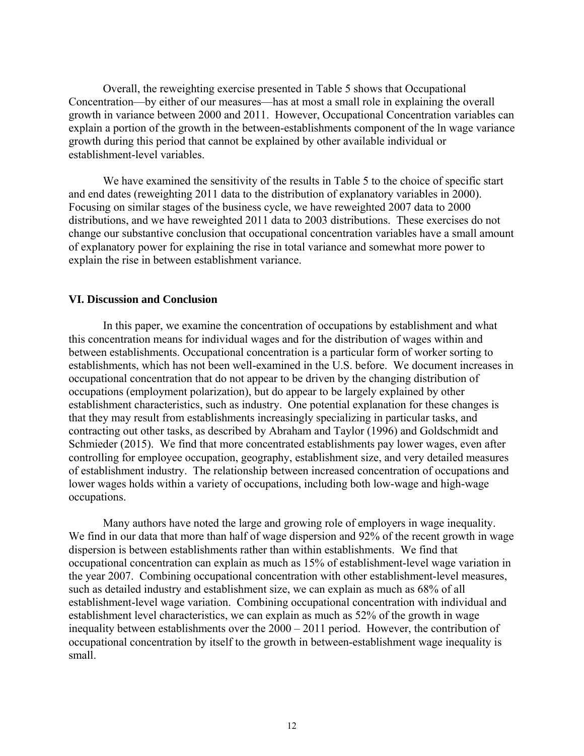Overall, the reweighting exercise presented in Table 5 shows that Occupational Concentration—by either of our measures—has at most a small role in explaining the overall growth in variance between 2000 and 2011. However, Occupational Concentration variables can explain a portion of the growth in the between-establishments component of the ln wage variance growth during this period that cannot be explained by other available individual or establishment-level variables.

We have examined the sensitivity of the results in Table 5 to the choice of specific start and end dates (reweighting 2011 data to the distribution of explanatory variables in 2000). Focusing on similar stages of the business cycle, we have reweighted 2007 data to 2000 distributions, and we have reweighted 2011 data to 2003 distributions. These exercises do not change our substantive conclusion that occupational concentration variables have a small amount of explanatory power for explaining the rise in total variance and somewhat more power to explain the rise in between establishment variance.

## VI. Discussion and Conclusion

In this paper, we examine the concentration of occupations by establishment and what this concentration means for individual wages and for the distribution of wages within and between establishments. Occupational concentration is a particular form of worker sorting to establishments, which has not been well-examined in the U.S. before. We document increases in occupational concentration that do not appear to be driven by the changing distribution of occupations (employment polarization), but do appear to be largely explained by other establishment characteristics, such as industry. One potential explanation for these changes is that they may result from establishments increasingly specializing in particular tasks, and contracting out other tasks, as described by Abraham and Taylor (1996) and Goldschmidt and Schmieder (2015). We find that more concentrated establishments pay lower wages, even after controlling for employee occupation, geography, establishment size, and very detailed measures of establishment industry. The relationship between increased concentration of occupations and lower wages holds within a variety of occupations, including both low-wage and high-wage occupations.

Many authors have noted the large and growing role of employers in wage inequality. We find in our data that more than half of wage dispersion and 92% of the recent growth in wage dispersion is between establishments rather than within establishments. We find that occupational concentration can explain as much as 15% of establishment-level wage variation in the year 2007. Combining occupational concentration with other establishment-level measures, such as detailed industry and establishment size, we can explain as much as 68% of all establishment-level wage variation. Combining occupational concentration with individual and establishment level characteristics, we can explain as much as 52% of the growth in wage inequality between establishments over the 2000 – 2011 period. However, the contribution of occupational concentration by itself to the growth in between-establishment wage inequality is small.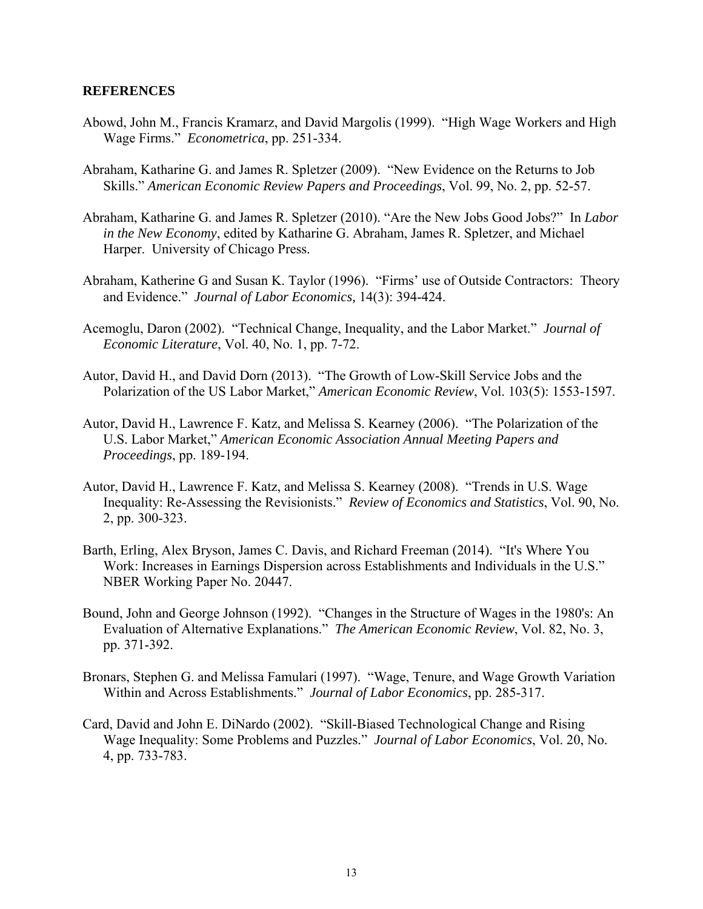## REFERENCES

Abowd, John M., Francis Kramarz, and David Margolis (1999). "High Wage Workers and High Wage Firms." *Econometrica*, pp. 251-334.

Abraham, Katharine G. and James R. Spletzer (2009). "New Evidence on the Returns to Job Skills." *American Economic Review Papers and Proceedings*, Vol. 99, No. 2, pp. 52-57.

Abraham, Katharine G. and James R. Spletzer (2010). "Are the New Jobs Good Jobs?" In *Labor in the New Economy*, edited by Katharine G. Abraham, James R. Spletzer, and Michael Harper. University of Chicago Press.

Abraham, Katherine G and Susan K. Taylor (1996). "Firms' use of Outside Contractors: Theory and Evidence." *Journal of Labor Economics,* 14(3): 394-424.

Acemoglu, Daron (2002). "Technical Change, Inequality, and the Labor Market." *Journal of Economic Literature*, Vol. 40, No. 1, pp. 7-72.

Autor, David H., and David Dorn (2013). "The Growth of Low-Skill Service Jobs and the Polarization of the US Labor Market," *American Economic Review*, Vol. 103(5): 1553-1597.

Autor, David H., Lawrence F. Katz, and Melissa S. Kearney (2006). "The Polarization of the U.S. Labor Market," *American Economic Association Annual Meeting Papers and Proceedings*, pp. 189-194.

Autor, David H., Lawrence F. Katz, and Melissa S. Kearney (2008). "Trends in U.S. Wage Inequality: Re-Assessing the Revisionists." *Review of Economics and Statistics*, Vol. 90, No. 2, pp. 300-323.

Barth, Erling, Alex Bryson, James C. Davis, and Richard Freeman (2014). "It's Where You Work: Increases in Earnings Dispersion across Establishments and Individuals in the U.S." NBER Working Paper No. 20447.

Bound, John and George Johnson (1992). "Changes in the Structure of Wages in the 1980's: An Evaluation of Alternative Explanations." *The American Economic Review*, Vol. 82, No. 3, pp. 371-392.

Bronars, Stephen G. and Melissa Famulari (1997). "Wage, Tenure, and Wage Growth Variation Within and Across Establishments." *Journal of Labor Economics*, pp. 285-317.

Card, David and John E. DiNardo (2002). "Skill-Biased Technological Change and Rising Wage Inequality: Some Problems and Puzzles." *Journal of Labor Economics*, Vol. 20, No. 4, pp. 733-783.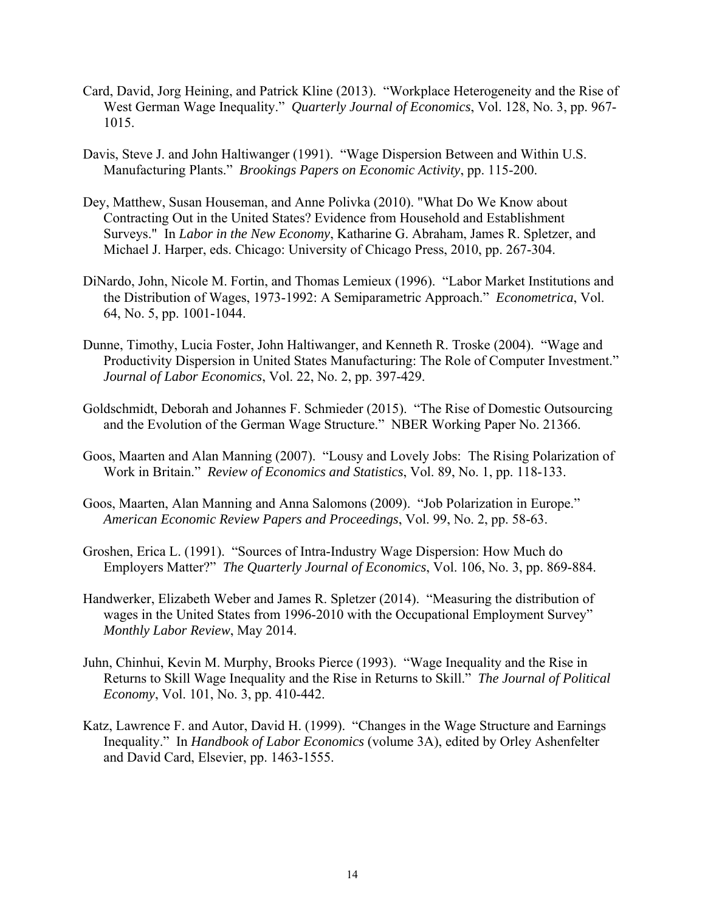Card, David, Jorg Heining, and Patrick Kline (2013). "Workplace Heterogeneity and the Rise of West German Wage Inequality." *Quarterly Journal of Economics*, Vol. 128, No. 3, pp. 967-1015.

Davis, Steve J. and John Haltiwanger (1991). "Wage Dispersion Between and Within U.S. Manufacturing Plants." *Brookings Papers on Economic Activity*, pp. 115-200.

Dey, Matthew, Susan Houseman, and Anne Polivka (2010). "What Do We Know about Contracting Out in the United States? Evidence from Household and Establishment Surveys." In *Labor in the New Economy*, Katharine G. Abraham, James R. Spletzer, and Michael J. Harper, eds. Chicago: University of Chicago Press, 2010, pp. 267-304.

DiNardo, John, Nicole M. Fortin, and Thomas Lemieux (1996). "Labor Market Institutions and the Distribution of Wages, 1973-1992: A Semiparametric Approach." *Econometrica*, Vol. 64, No. 5, pp. 1001-1044.

Dunne, Timothy, Lucia Foster, John Haltiwanger, and Kenneth R. Troske (2004). "Wage and Productivity Dispersion in United States Manufacturing: The Role of Computer Investment." *Journal of Labor Economics*, Vol. 22, No. 2, pp. 397-429.

Goldschmidt, Deborah and Johannes F. Schmieder (2015). "The Rise of Domestic Outsourcing and the Evolution of the German Wage Structure." NBER Working Paper No. 21366.

Goos, Maarten and Alan Manning (2007). "Lousy and Lovely Jobs: The Rising Polarization of Work in Britain." *Review of Economics and Statistics*, Vol. 89, No. 1, pp. 118-133.

Goos, Maarten, Alan Manning and Anna Salomons (2009). "Job Polarization in Europe." *American Economic Review Papers and Proceedings*, Vol. 99, No. 2, pp. 58-63.

Groshen, Erica L. (1991). "Sources of Intra-Industry Wage Dispersion: How Much do Employers Matter?" *The Quarterly Journal of Economics*, Vol. 106, No. 3, pp. 869-884.

Handwerker, Elizabeth Weber and James R. Spletzer (2014). "Measuring the distribution of wages in the United States from 1996-2010 with the Occupational Employment Survey" *Monthly Labor Review*, May 2014.

Juhn, Chinhui, Kevin M. Murphy, Brooks Pierce (1993). "Wage Inequality and the Rise in Returns to Skill Wage Inequality and the Rise in Returns to Skill." *The Journal of Political Economy*, Vol. 101, No. 3, pp. 410-442.

Katz, Lawrence F. and Autor, David H. (1999). "Changes in the Wage Structure and Earnings Inequality." In *Handbook of Labor Economics* (volume 3A), edited by Orley Ashenfelter and David Card, Elsevier, pp. 1463-1555.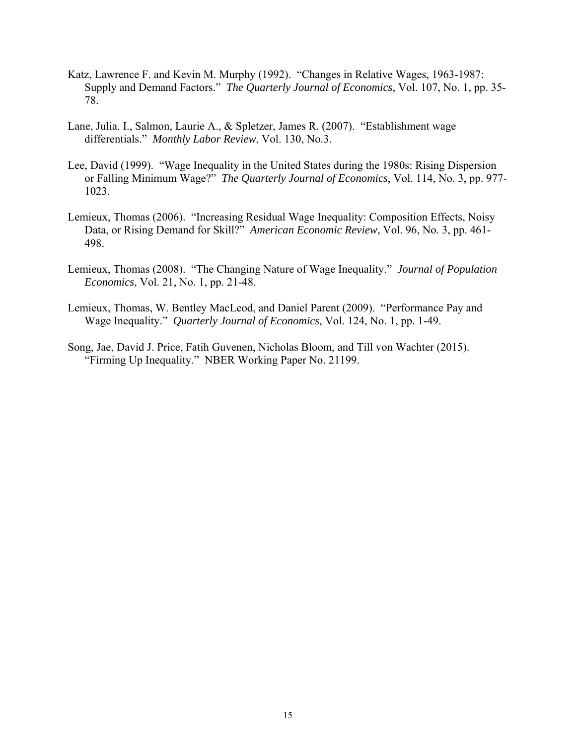Katz, Lawrence F. and Kevin M. Murphy (1992). "Changes in Relative Wages, 1963-1987: Supply and Demand Factors." *The Quarterly Journal of Economics*, Vol. 107, No. 1, pp. 35-78.

Lane, Julia. I., Salmon, Laurie A., & Spletzer, James R. (2007). "Establishment wage differentials." *Monthly Labor Review*, Vol. 130, No.3.

Lee, David (1999). "Wage Inequality in the United States during the 1980s: Rising Dispersion or Falling Minimum Wage?" *The Quarterly Journal of Economics*, Vol. 114, No. 3, pp. 977-1023.

Lemieux, Thomas (2006). "Increasing Residual Wage Inequality: Composition Effects, Noisy Data, or Rising Demand for Skill?" *American Economic Review*, Vol. 96, No. 3, pp. 461-498.

Lemieux, Thomas (2008). "The Changing Nature of Wage Inequality." *Journal of Population Economics*, Vol. 21, No. 1, pp. 21-48.

Lemieux, Thomas, W. Bentley MacLeod, and Daniel Parent (2009). "Performance Pay and Wage Inequality." *Quarterly Journal of Economics*, Vol. 124, No. 1, pp. 1-49.

Song, Jae, David J. Price, Fatih Guvenen, Nicholas Bloom, and Till von Wachter (2015). "Firming Up Inequality." NBER Working Paper No. 21199.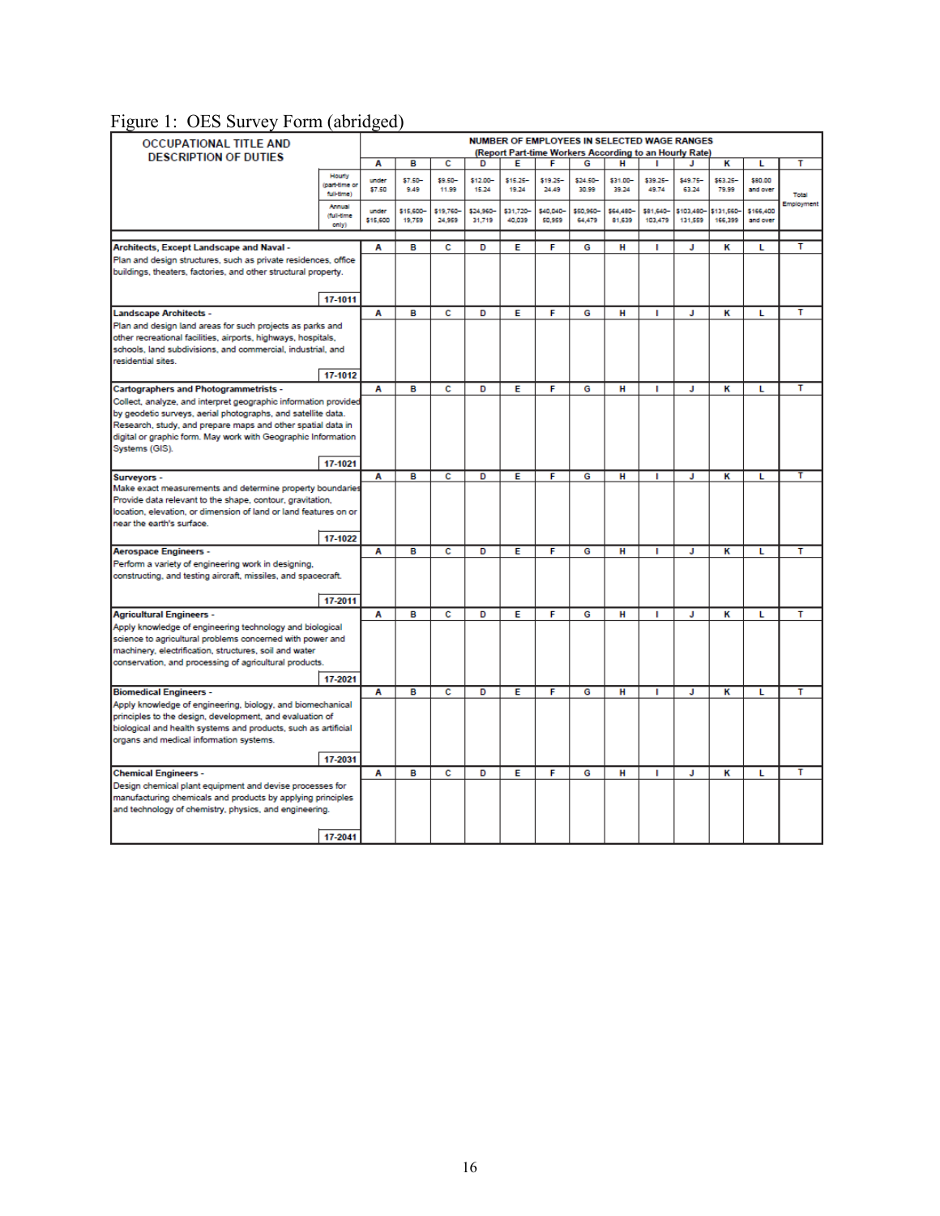Figure 1: OES Survey Form (abridged)

| OCCUPATIONAL TITLE AND DESCRIPTION OF DUTIES | | NUMBER OF EMPLOYEES IN SELECTED WAGE RANGES (Report Part-time Workers According to an Hourly Rate) | | | | | | | | | | | | |
|---|---|---|---|---|---|---|---|---|---|---|---|---|---|---|
| | | A | B | C | D | E | F | G | H | I | J | K | L | T |
| | Hourly (part-time or full-time) | under $7.50 | $7.50–9.49 | $9.50–11.99 | $12.00–15.24 | $15.25–19.24 | $19.25–24.49 | $24.50–30.99 | $31.00–39.24 | $39.25–49.74 | $49.75–63.24 | $63.25–79.99 | $80.00 and over | Total Employment |
| | Annual (full-time only) | under $15,600 | $15,600–19,759 | $19,760–24,959 | $24,960–31,719 | $31,720–40,039 | $40,040–50,959 | $50,960–64,479 | $64,480–81,639 | $81,640–103,479 | $103,480–131,559 | $131,560–166,399 | $166,400 and over | |
| **Architects, Except Landscape and Naval** - Plan and design structures, such as private residences, office buildings, theaters, factories, and other structural property. | 17-1011 | A | B | C | D | E | F | G | H | I | J | K | L | T |
| **Landscape Architects** - Plan and design land areas for such projects as parks and other recreational facilities, airports, highways, hospitals, schools, land subdivisions, and commercial, industrial, and residential sites. | 17-1012 | A | B | C | D | E | F | G | H | I | J | K | L | T |
| **Cartographers and Photogrammetrists** - Collect, analyze, and interpret geographic information provided by geodetic surveys, aerial photographs, and satellite data. Research, study, and prepare maps and other spatial data in digital or graphic form. May work with Geographic Information Systems (GIS). | 17-1021 | A | B | C | D | E | F | G | H | I | J | K | L | T |
| **Surveyors** - Make exact measurements and determine property boundaries. Provide data relevant to the shape, contour, gravitation, location, elevation, or dimension of land or land features on or near the earth's surface. | 17-1022 | A | B | C | D | E | F | G | H | I | J | K | L | T |
| **Aerospace Engineers** - Perform a variety of engineering work in designing, constructing, and testing aircraft, missiles, and spacecraft. | 17-2011 | A | B | C | D | E | F | G | H | I | J | K | L | T |
| **Agricultural Engineers** - Apply knowledge of engineering technology and biological science to agricultural problems concerned with power and machinery, electrification, structures, soil and water conservation, and processing of agricultural products. | 17-2021 | A | B | C | D | E | F | G | H | I | J | K | L | T |
| **Biomedical Engineers** - Apply knowledge of engineering, biology, and biomechanical principles to the design, development, and evaluation of biological and health systems and products, such as artificial organs and medical information systems. | 17-2031 | A | B | C | D | E | F | G | H | I | J | K | L | T |
| **Chemical Engineers** - Design chemical plant equipment and devise processes for manufacturing chemicals and products by applying principles and technology of chemistry, physics, and engineering. | 17-2041 | A | B | C | D | E | F | G | H | I | J | K | L | T |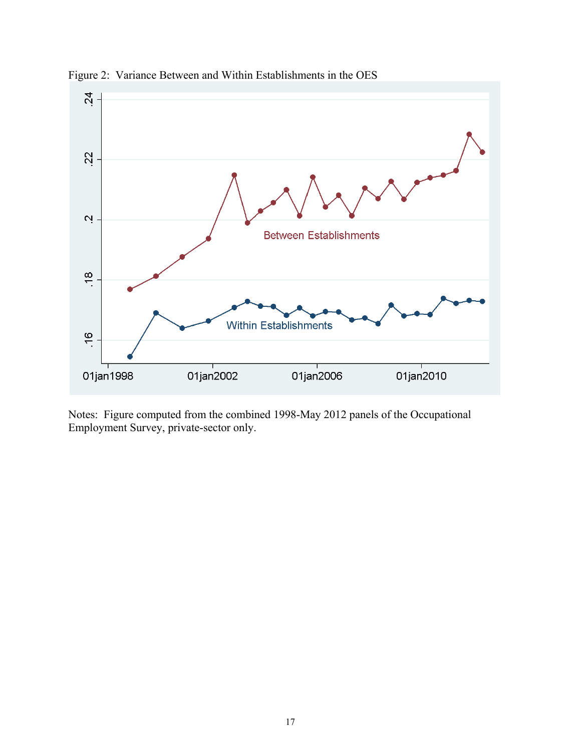Figure 2: Variance Between and Within Establishments in the OES

Notes: Figure computed from the combined 1998-May 2012 panels of the Occupational Employment Survey, private-sector only.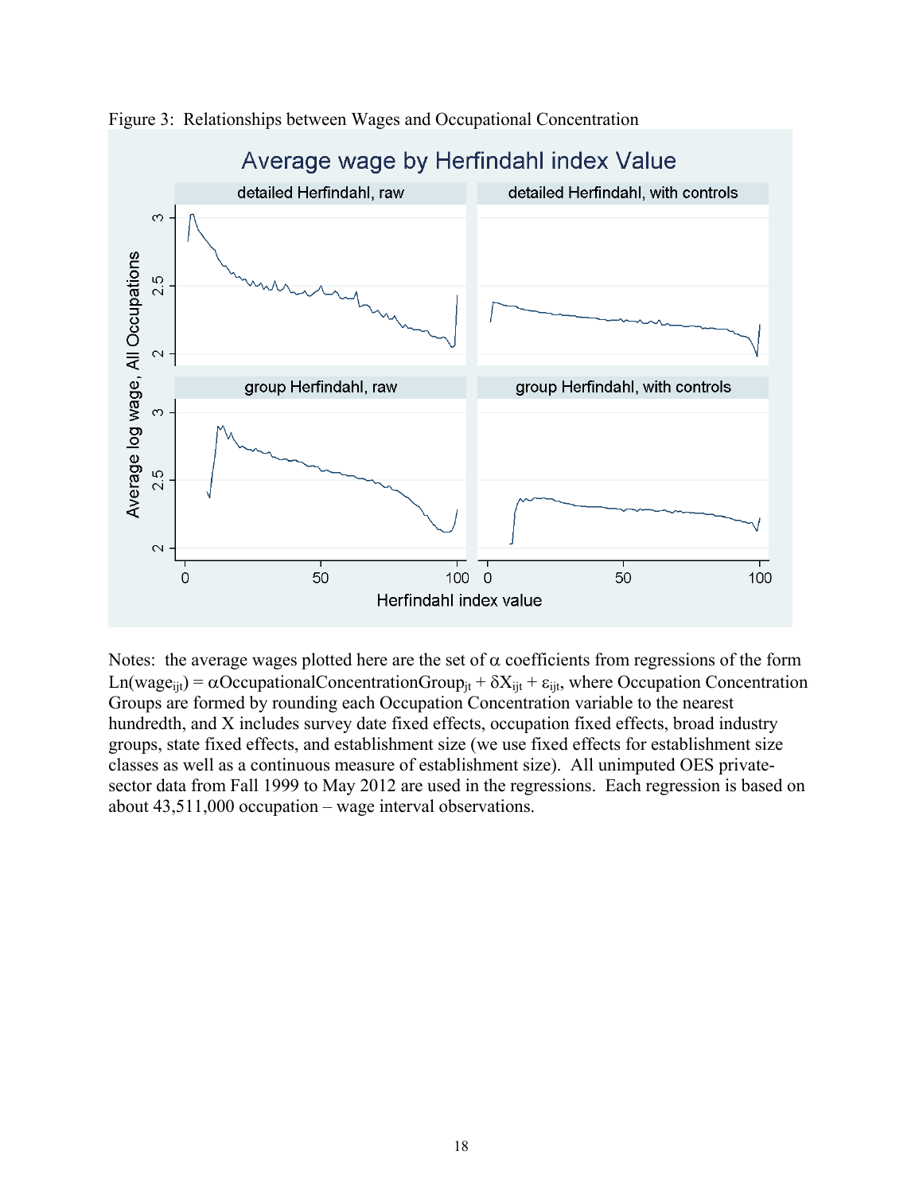Figure 3: Relationships between Wages and Occupational Concentration

Notes: the average wages plotted here are the set of $\alpha$ coefficients from regressions of the form $\text{Ln}(\text{wage}_{ijt}) = \alpha \text{OccupationalConcentrationGroup}_{jt} + \delta X_{ijt} + \varepsilon_{ijt}$, where Occupation Concentration Groups are formed by rounding each Occupation Concentration variable to the nearest hundredth, and X includes survey date fixed effects, occupation fixed effects, broad industry groups, state fixed effects, and establishment size (we use fixed effects for establishment size classes as well as a continuous measure of establishment size). All unimputed OES private-sector data from Fall 1999 to May 2012 are used in the regressions. Each regression is based on about 43,511,000 occupation – wage interval observations.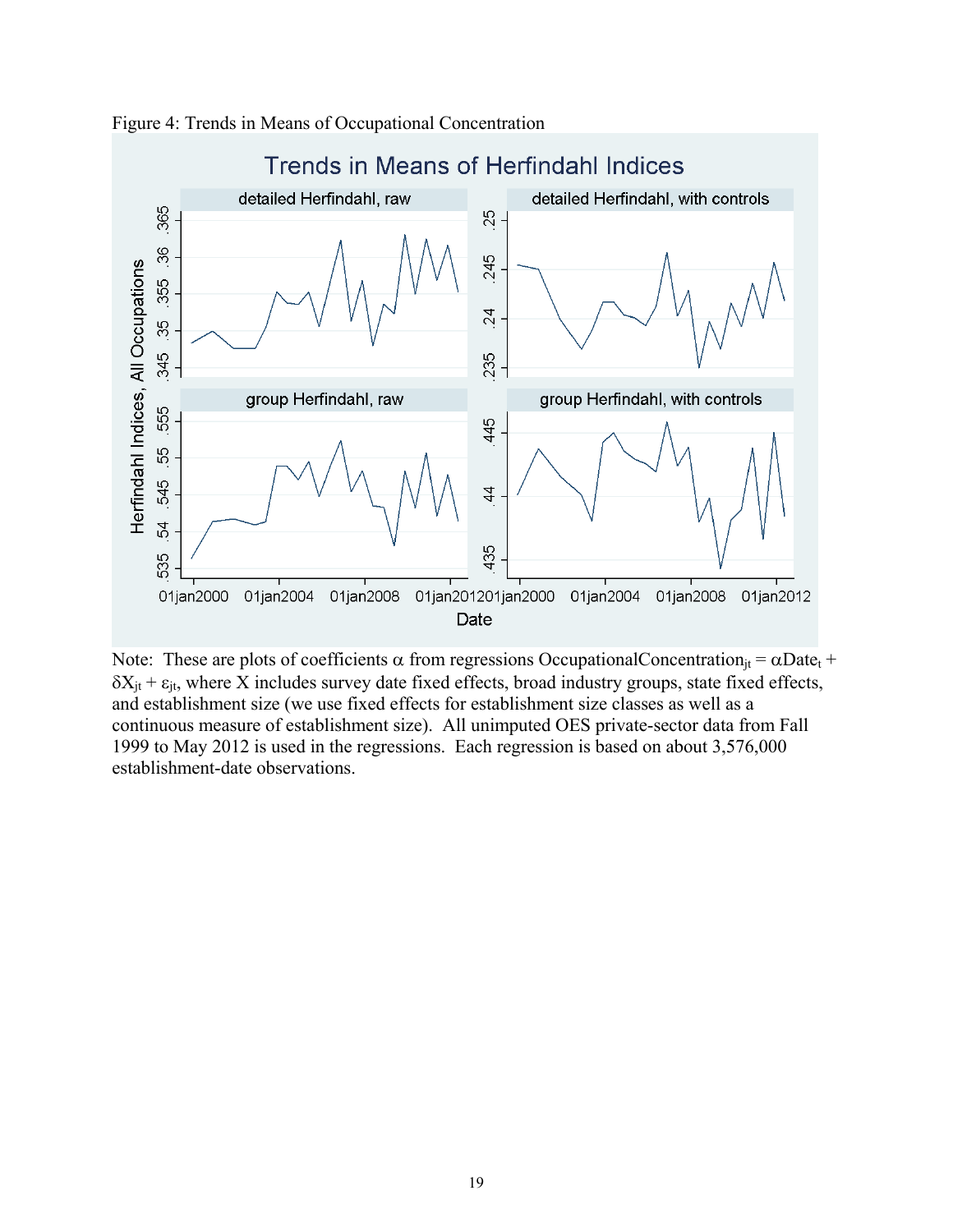Figure 4: Trends in Means of Occupational Concentration

Note: These are plots of coefficients $\alpha$ from regressions $\text{OccupationalConcentration}_{jt} = \alpha \text{Date}_t + \delta X_{jt} + \varepsilon_{jt}$, where X includes survey date fixed effects, broad industry groups, state fixed effects, and establishment size (we use fixed effects for establishment size classes as well as a continuous measure of establishment size). All unimputed OES private-sector data from Fall 1999 to May 2012 is used in the regressions. Each regression is based on about 3,576,000 establishment-date observations.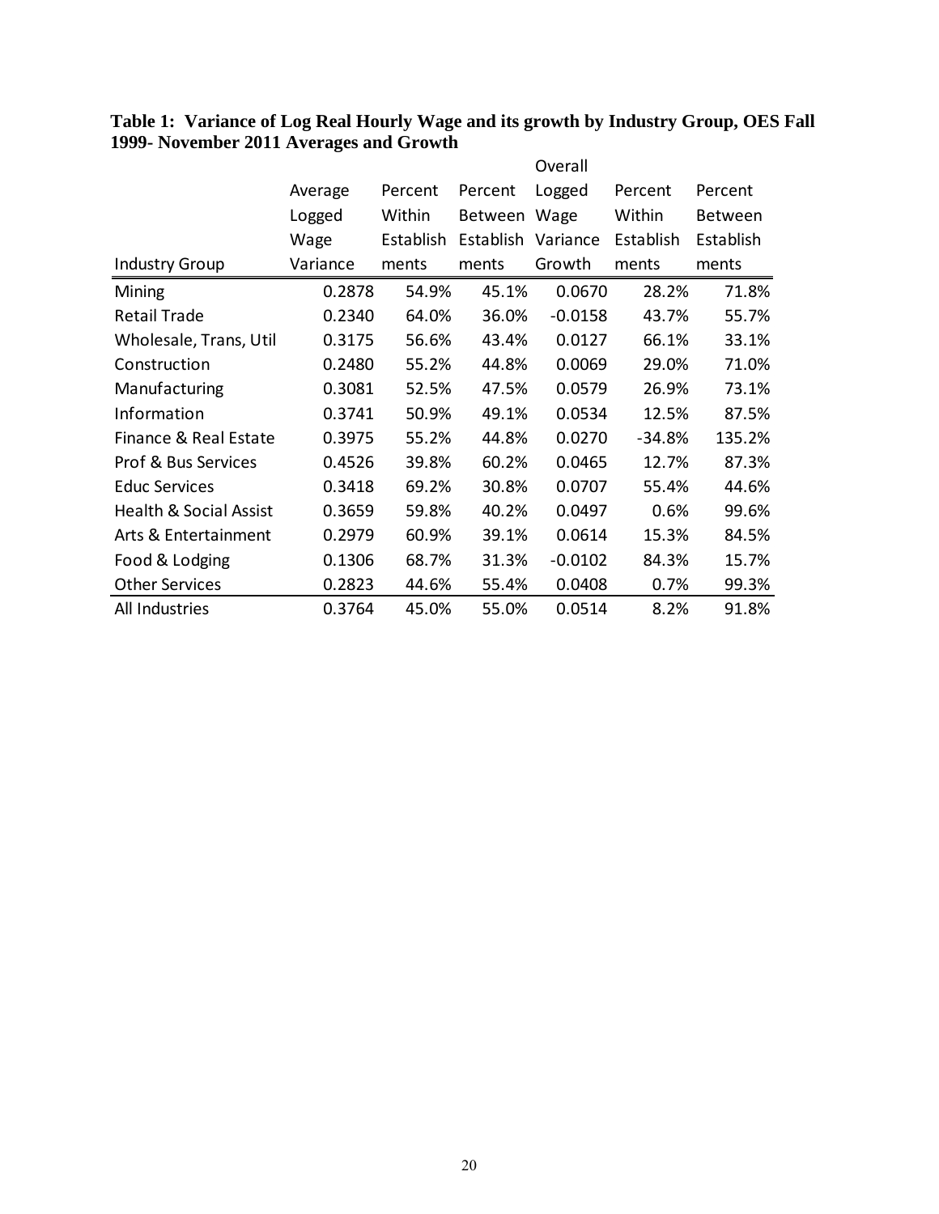**Table 1: Variance of Log Real Hourly Wage and its growth by Industry Group, OES Fall 1999- November 2011 Averages and Growth**

| Industry Group | Average Logged Wage Variance | Percent Within Establishments | Percent Between Establishments | Overall Logged Wage Variance Growth | Percent Within Establishments | Percent Between Establishments |
|---|---|---|---|---|---|---|
| Mining | 0.2878 | 54.9% | 45.1% | 0.0670 | 28.2% | 71.8% |
| Retail Trade | 0.2340 | 64.0% | 36.0% | -0.0158 | 43.7% | 55.7% |
| Wholesale, Trans, Util | 0.3175 | 56.6% | 43.4% | 0.0127 | 66.1% | 33.1% |
| Construction | 0.2480 | 55.2% | 44.8% | 0.0069 | 29.0% | 71.0% |
| Manufacturing | 0.3081 | 52.5% | 47.5% | 0.0579 | 26.9% | 73.1% |
| Information | 0.3741 | 50.9% | 49.1% | 0.0534 | 12.5% | 87.5% |
| Finance & Real Estate | 0.3975 | 55.2% | 44.8% | 0.0270 | -34.8% | 135.2% |
| Prof & Bus Services | 0.4526 | 39.8% | 60.2% | 0.0465 | 12.7% | 87.3% |
| Educ Services | 0.3418 | 69.2% | 30.8% | 0.0707 | 55.4% | 44.6% |
| Health & Social Assist | 0.3659 | 59.8% | 40.2% | 0.0497 | 0.6% | 99.6% |
| Arts & Entertainment | 0.2979 | 60.9% | 39.1% | 0.0614 | 15.3% | 84.5% |
| Food & Lodging | 0.1306 | 68.7% | 31.3% | -0.0102 | 84.3% | 15.7% |
| Other Services | 0.2823 | 44.6% | 55.4% | 0.0408 | 0.7% | 99.3% |
| All Industries | 0.3764 | 45.0% | 55.0% | 0.0514 | 8.2% | 91.8% |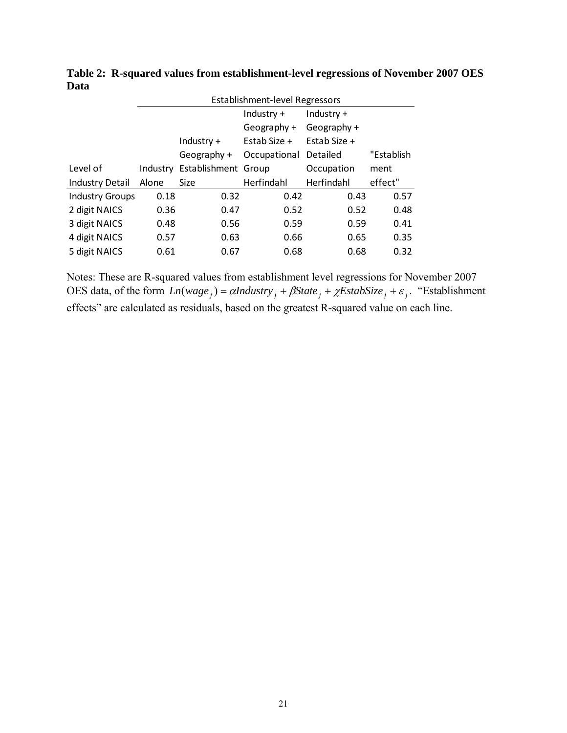**Table 2: R-squared values from establishment-level regressions of November 2007 OES Data**

| | Establishment-level Regressors | | | | |
|---|---|---|---|---|---|
| Level of Industry Detail | Industry Alone | Industry + Geography + Establishment Size | Industry + Geography + Estab Size + Occupational Group Herfindahl | Industry + Geography + Estab Size + Detailed Occupation Herfindahl | "Establishment effect" |
| Industry Groups | 0.18 | 0.32 | 0.42 | 0.43 | 0.57 |
| 2 digit NAICS | 0.36 | 0.47 | 0.52 | 0.52 | 0.48 |
| 3 digit NAICS | 0.48 | 0.56 | 0.59 | 0.59 | 0.41 |
| 4 digit NAICS | 0.57 | 0.63 | 0.66 | 0.65 | 0.35 |
| 5 digit NAICS | 0.61 | 0.67 | 0.68 | 0.68 | 0.32 |

Notes: These are R-squared values from establishment level regressions for November 2007 OES data, of the form $Ln(wage_j) = \alpha Industry_j + \beta State_j + \chi EstabSize_j + \varepsilon_j$. "Establishment effects" are calculated as residuals, based on the greatest R-squared value on each line.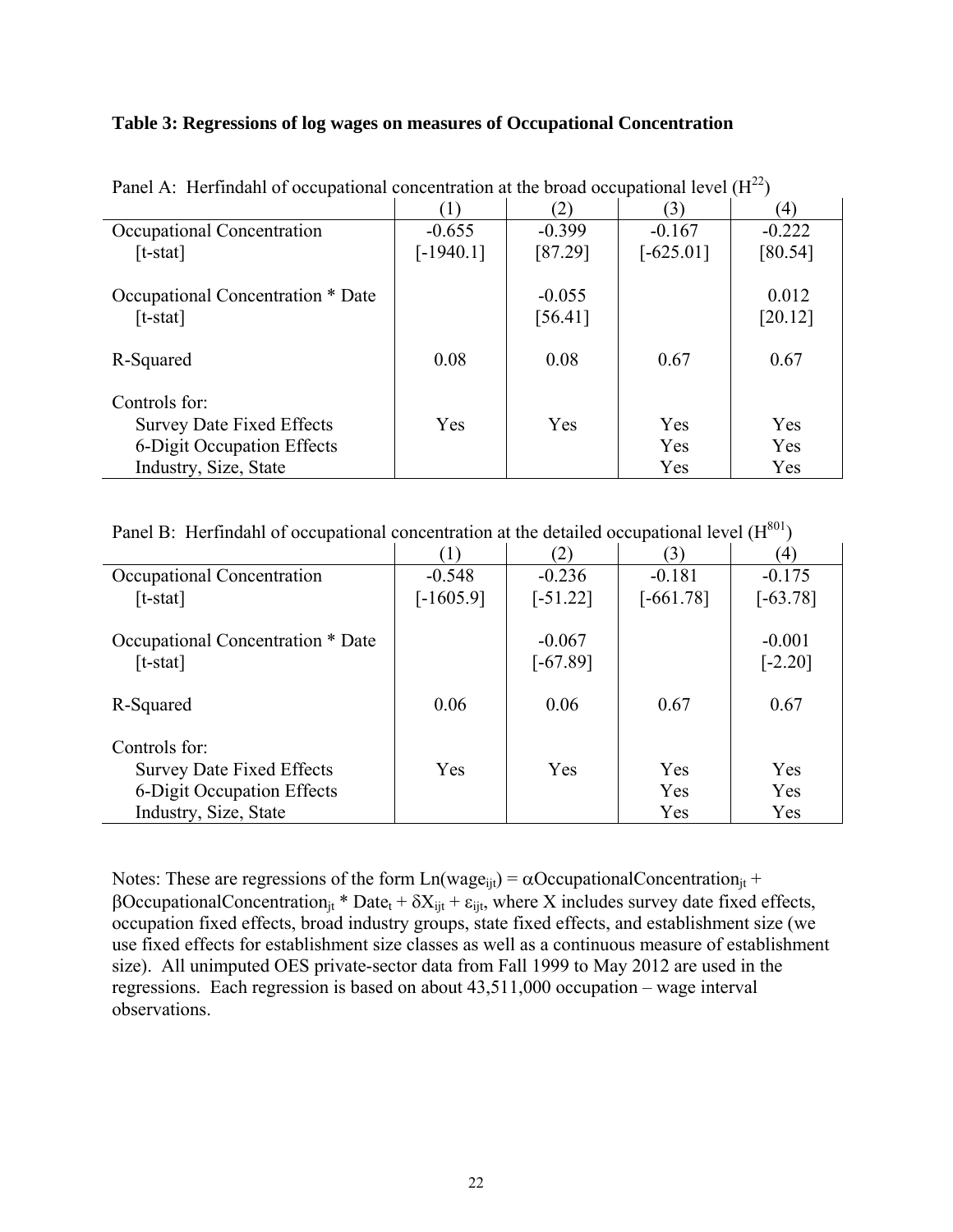**Table 3: Regressions of log wages on measures of Occupational Concentration**

Panel A: Herfindahl of occupational concentration at the broad occupational level ($H^{22}$)

| | (1) | (2) | (3) | (4) |
|---|---|---|---|---|
| Occupational Concentration | -0.655 | -0.399 | -0.167 | -0.222 |
| [t-stat] | [-1940.1] | [87.29] | [-625.01] | [80.54] |
| Occupational Concentration * Date | | -0.055 | | 0.012 |
| [t-stat] | | [56.41] | | [20.12] |
| R-Squared | 0.08 | 0.08 | 0.67 | 0.67 |
| Controls for: | | | | |
| Survey Date Fixed Effects | Yes | Yes | Yes | Yes |
| 6-Digit Occupation Effects | | | Yes | Yes |
| Industry, Size, State | | | Yes | Yes |

Panel B: Herfindahl of occupational concentration at the detailed occupational level ($H^{801}$)

| | (1) | (2) | (3) | (4) |
|---|---|---|---|---|
| Occupational Concentration | -0.548 | -0.236 | -0.181 | -0.175 |
| [t-stat] | [-1605.9] | [-51.22] | [-661.78] | [-63.78] |
| Occupational Concentration * Date | | -0.067 | | -0.001 |
| [t-stat] | | [-67.89] | | [-2.20] |
| R-Squared | 0.06 | 0.06 | 0.67 | 0.67 |
| Controls for: | | | | |
| Survey Date Fixed Effects | Yes | Yes | Yes | Yes |
| 6-Digit Occupation Effects | | | Yes | Yes |
| Industry, Size, State | | | Yes | Yes |

Notes: These are regressions of the form $\text{Ln}(\text{wage}_{ijt}) = \alpha \text{OccupationalConcentration}_{jt} + \beta \text{OccupationalConcentration}_{jt} * \text{Date}_t + \delta X_{ijt} + \varepsilon_{ijt}$, where X includes survey date fixed effects, occupation fixed effects, broad industry groups, state fixed effects, and establishment size (we use fixed effects for establishment size classes as well as a continuous measure of establishment size). All unimputed OES private-sector data from Fall 1999 to May 2012 are used in the regressions. Each regression is based on about 43,511,000 occupation – wage interval observations.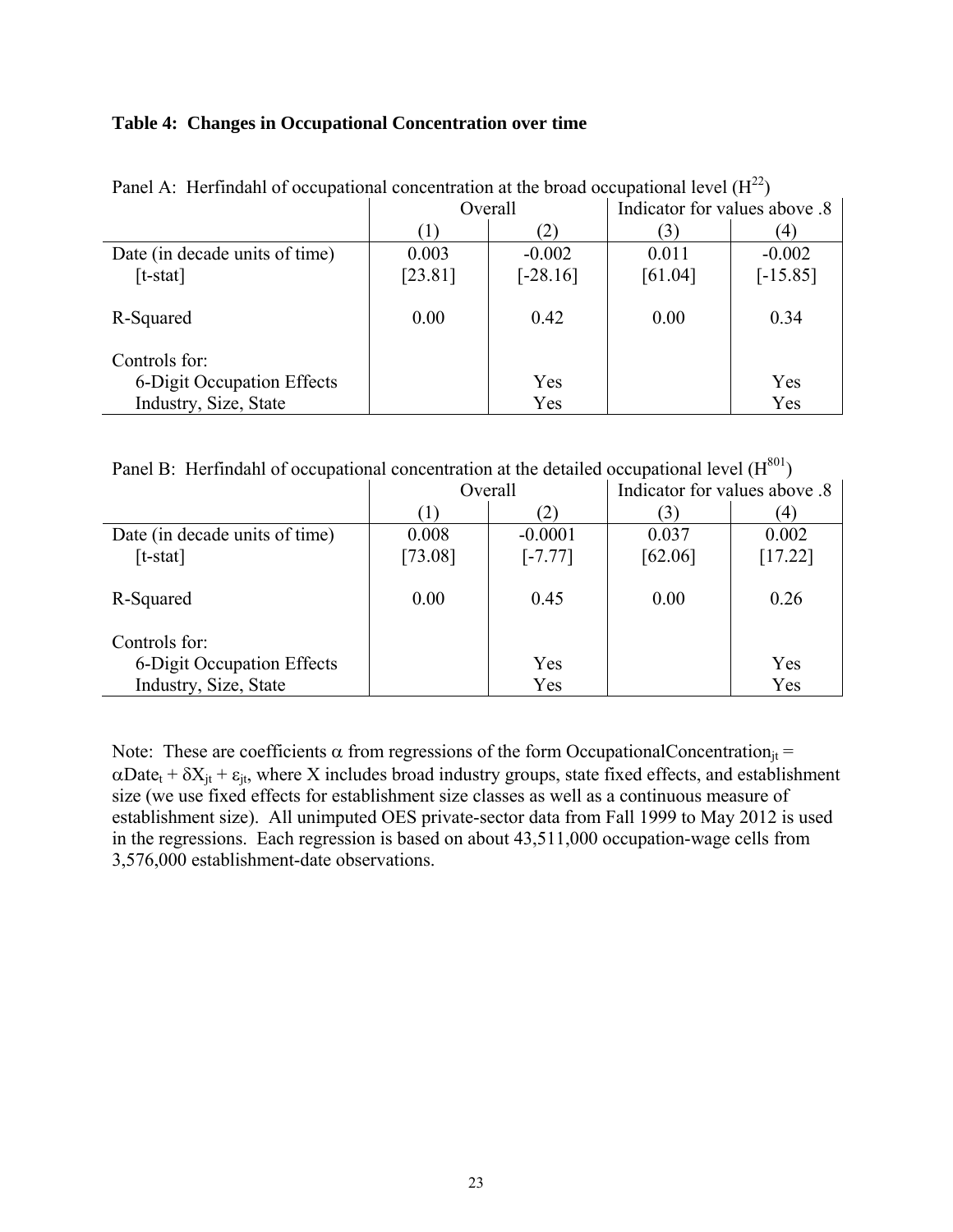**Table 4: Changes in Occupational Concentration over time**

Panel A: Herfindahl of occupational concentration at the broad occupational level ($H^{22}$)

| | Overall | | Indicator for values above .8 | |
|---|---|---|---|---|
| | (1) | (2) | (3) | (4) |
| Date (in decade units of time) | 0.003 | -0.002 | 0.011 | -0.002 |
| [t-stat] | [23.81] | [-28.16] | [61.04] | [-15.85] |
| R-Squared | 0.00 | 0.42 | 0.00 | 0.34 |
| Controls for: | | | | |
| 6-Digit Occupation Effects | | Yes | | Yes |
| Industry, Size, State | | Yes | | Yes |

Panel B: Herfindahl of occupational concentration at the detailed occupational level ($H^{801}$)

| | Overall | | Indicator for values above .8 | |
|---|---|---|---|---|
| | (1) | (2) | (3) | (4) |
| Date (in decade units of time) | 0.008 | -0.0001 | 0.037 | 0.002 |
| [t-stat] | [73.08] | [-7.77] | [62.06] | [17.22] |
| R-Squared | 0.00 | 0.45 | 0.00 | 0.26 |
| Controls for: | | | | |
| 6-Digit Occupation Effects | | Yes | | Yes |
| Industry, Size, State | | Yes | | Yes |

Note: These are coefficients $\alpha$ from regressions of the form $\text{OccupationalConcentration}_{jt} = \alpha \text{Date}_t + \delta X_{jt} + \varepsilon_{jt}$, where X includes broad industry groups, state fixed effects, and establishment size (we use fixed effects for establishment size classes as well as a continuous measure of establishment size). All unimputed OES private-sector data from Fall 1999 to May 2012 is used in the regressions. Each regression is based on about 43,511,000 occupation-wage cells from 3,576,000 establishment-date observations.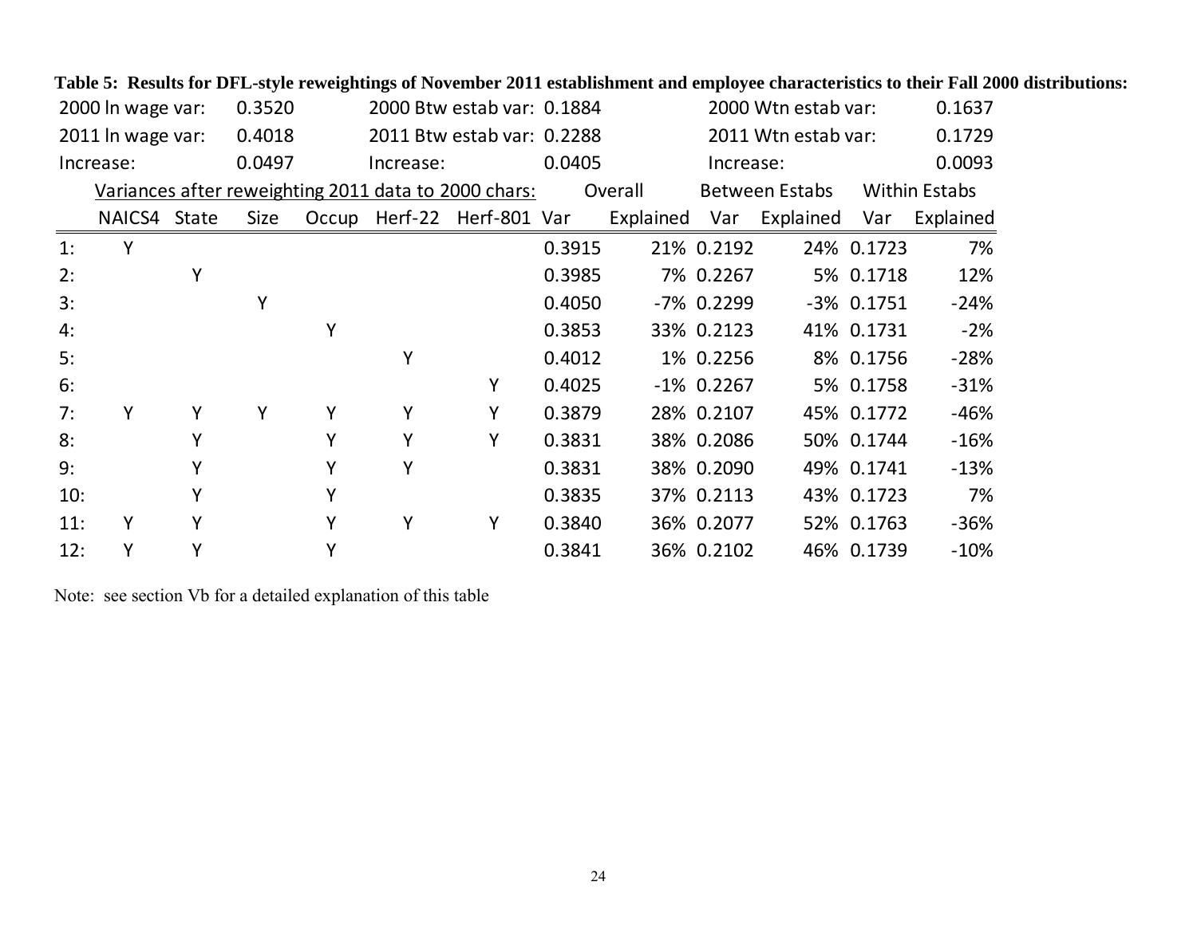**Table 5: Results for DFL-style reweightings of November 2011 establishment and employee characteristics to their Fall 2000 distributions:**

| | | | | | | | | | | | |
|---|---|---|---|---|---|---|---|---|---|---|---|
| 2000 ln wage var: | | 0.3520 | | 2000 Btw estab var: | | 0.1884 | | 2000 Wtn estab var: | | | 0.1637 |
| 2011 ln wage var: | | 0.4018 | | 2011 Btw estab var: | | 0.2288 | | 2011 Wtn estab var: | | | 0.1729 |
| Increase: | | 0.0497 | | Increase: | | 0.0405 | | Increase: | | | 0.0093 |

| | Variances after reweighting 2011 data to 2000 chars: | | | | | | Overall | | Between Estabs | | Within Estabs | |
|---|---|---|---|---|---|---|---|---|---|---|---|---|
| | NAICS4 | State | Size | Occup | Herf-22 | Herf-801 | Var | Explained | Var | Explained | Var | Explained |
| 1: | Y | | | | | | 0.3915 | 21% | 0.2192 | 24% | 0.1723 | 7% |
| 2: | | Y | | | | | 0.3985 | 7% | 0.2267 | 5% | 0.1718 | 12% |
| 3: | | | Y | | | | 0.4050 | -7% | 0.2299 | -3% | 0.1751 | -24% |
| 4: | | | | Y | | | 0.3853 | 33% | 0.2123 | 41% | 0.1731 | -2% |
| 5: | | | | | Y | | 0.4012 | 1% | 0.2256 | 8% | 0.1756 | -28% |
| 6: | | | | | | Y | 0.4025 | -1% | 0.2267 | 5% | 0.1758 | -31% |
| 7: | Y | Y | Y | Y | Y | Y | 0.3879 | 28% | 0.2107 | 45% | 0.1772 | -46% |
| 8: | | Y | | Y | Y | Y | 0.3831 | 38% | 0.2086 | 50% | 0.1744 | -16% |
| 9: | | Y | | Y | Y | | 0.3831 | 38% | 0.2090 | 49% | 0.1741 | -13% |
| 10: | | Y | | Y | | | 0.3835 | 37% | 0.2113 | 43% | 0.1723 | 7% |
| 11: | Y | Y | | Y | Y | Y | 0.3840 | 36% | 0.2077 | 52% | 0.1763 | -36% |
| 12: | Y | Y | | Y | | | 0.3841 | 36% | 0.2102 | 46% | 0.1739 | -10% |

Note: see section Vb for a detailed explanation of this table